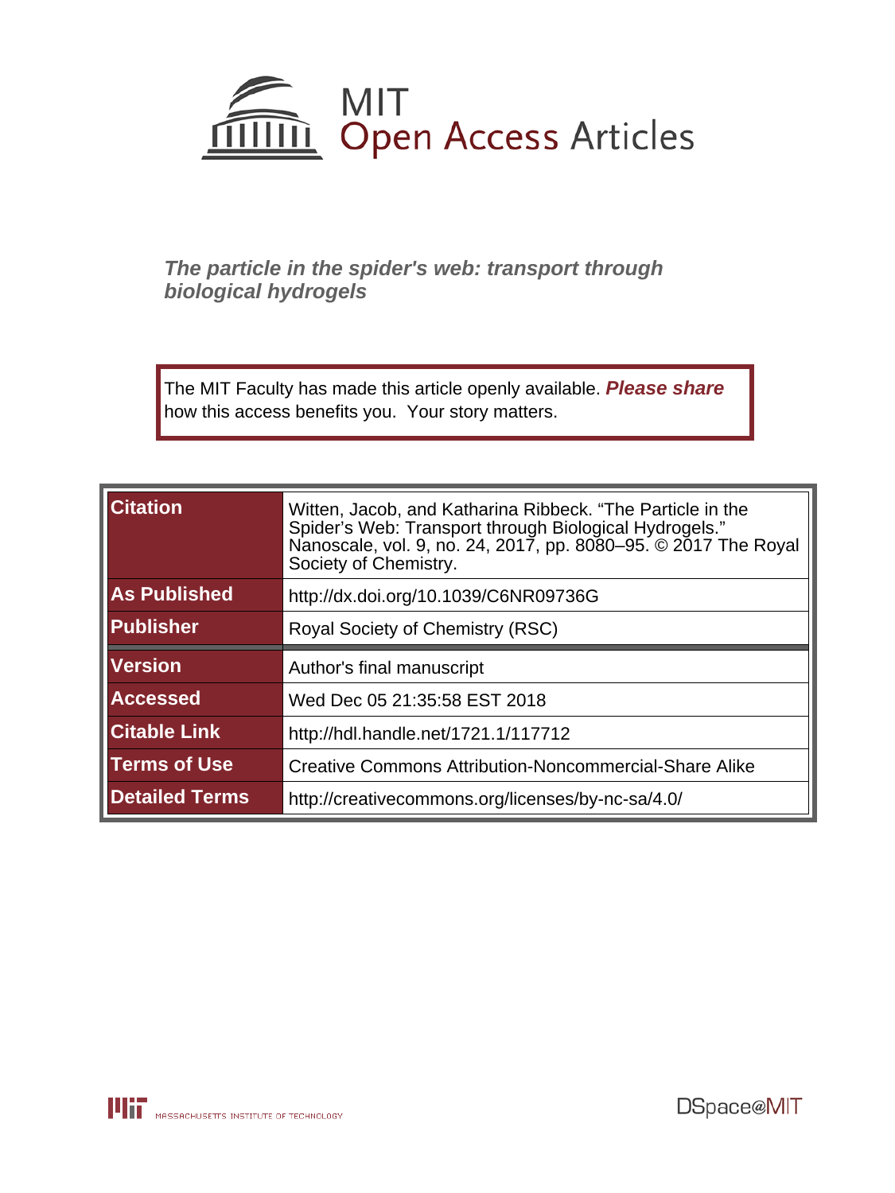# MIT Open Access Articles

## *The particle in the spider's web: transport through biological hydrogels*

The MIT Faculty has made this article openly available. ***Please share*** how this access benefits you. Your story matters.

| | |
|---|---|
| **Citation** | Witten, Jacob, and Katharina Ribbeck. "The Particle in the Spider's Web: Transport through Biological Hydrogels." Nanoscale, vol. 9, no. 24, 2017, pp. 8080–95. © 2017 The Royal Society of Chemistry. |
| **As Published** | http://dx.doi.org/10.1039/C6NR09736G |
| **Publisher** | Royal Society of Chemistry (RSC) |
| **Version** | Author's final manuscript |
| **Accessed** | Wed Dec 05 21:35:58 EST 2018 |
| **Citable Link** | http://hdl.handle.net/1721.1/117712 |
| **Terms of Use** | Creative Commons Attribution-Noncommercial-Share Alike |
| **Detailed Terms** | http://creativecommons.org/licenses/by-nc-sa/4.0/ |

MASSACHUSETTS INSTITUTE OF TECHNOLOGY

DSpace@MIT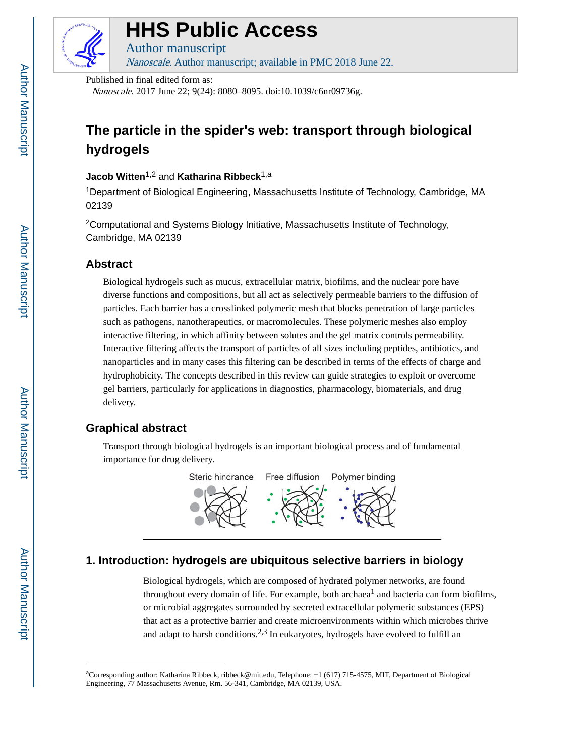Published in final edited form as:

*Nanoscale*. 2017 June 22; 9(24): 8080–8095. doi:10.1039/c6nr09736g.

# The particle in the spider's web: transport through biological hydrogels

**Jacob Witten**[1,2] and **Katharina Ribbeck**[1,a]

[1]Department of Biological Engineering, Massachusetts Institute of Technology, Cambridge, MA 02139

[2]Computational and Systems Biology Initiative, Massachusetts Institute of Technology, Cambridge, MA 02139

## Abstract

Biological hydrogels such as mucus, extracellular matrix, biofilms, and the nuclear pore have diverse functions and compositions, but all act as selectively permeable barriers to the diffusion of particles. Each barrier has a crosslinked polymeric mesh that blocks penetration of large particles such as pathogens, nanotherapeutics, or macromolecules. These polymeric meshes also employ interactive filtering, in which affinity between solutes and the gel matrix controls permeability. Interactive filtering affects the transport of particles of all sizes including peptides, antibiotics, and nanoparticles and in many cases this filtering can be described in terms of the effects of charge and hydrophobicity. The concepts described in this review can guide strategies to exploit or overcome gel barriers, particularly for applications in diagnostics, pharmacology, biomaterials, and drug delivery.

## Graphical abstract

Transport through biological hydrogels is an important biological process and of fundamental importance for drug delivery.

Steric hindrance   Free diffusion   Polymer binding

## 1. Introduction: hydrogels are ubiquitous selective barriers in biology

Biological hydrogels, which are composed of hydrated polymer networks, are found throughout every domain of life. For example, both archaea[1] and bacteria can form biofilms, or microbial aggregates surrounded by secreted extracellular polymeric substances (EPS) that act as a protective barrier and create microenvironments within which microbes thrive and adapt to harsh conditions.[2,3] In eukaryotes, hydrogels have evolved to fulfill an

[a]Corresponding author: Katharina Ribbeck, ribbeck@mit.edu, Telephone: +1 (617) 715-4575, MIT, Department of Biological Engineering, 77 Massachusetts Avenue, Rm. 56-341, Cambridge, MA 02139, USA.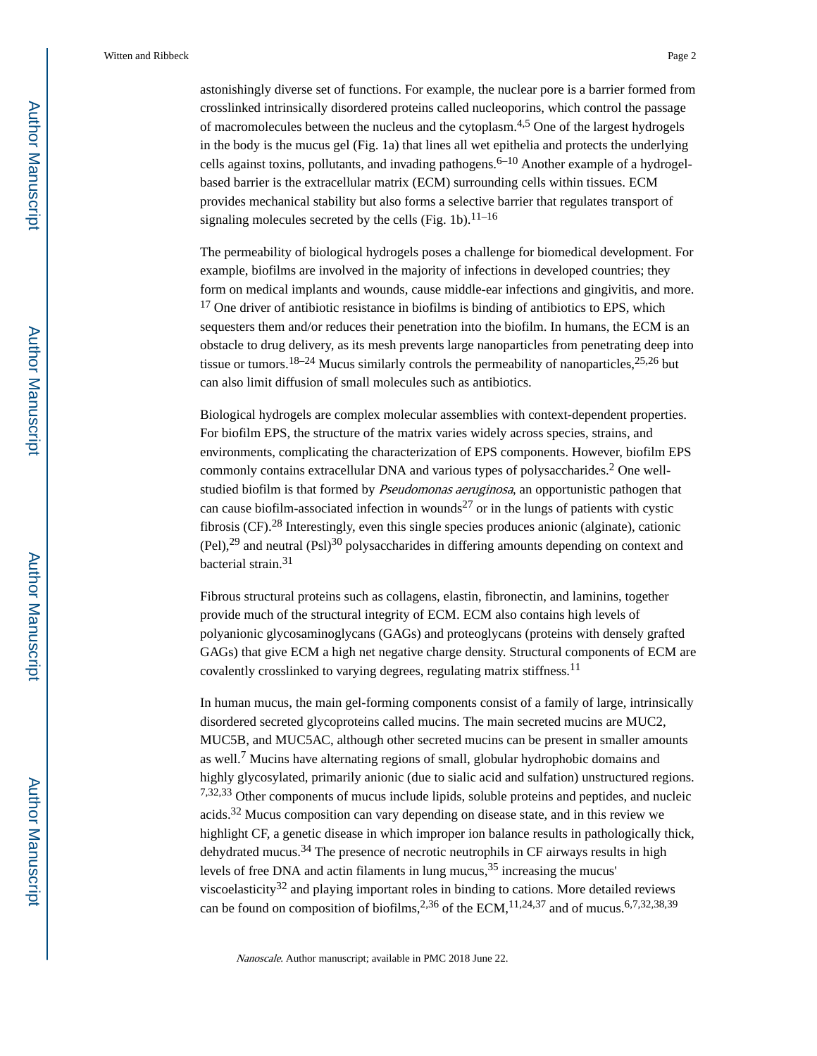astonishingly diverse set of functions. For example, the nuclear pore is a barrier formed from crosslinked intrinsically disordered proteins called nucleoporins, which control the passage of macromolecules between the nucleus and the cytoplasm.[4,5] One of the largest hydrogels in the body is the mucus gel (Fig. 1a) that lines all wet epithelia and protects the underlying cells against toxins, pollutants, and invading pathogens.[6–10] Another example of a hydrogel-based barrier is the extracellular matrix (ECM) surrounding cells within tissues. ECM provides mechanical stability but also forms a selective barrier that regulates transport of signaling molecules secreted by the cells (Fig. 1b).[11–16]

The permeability of biological hydrogels poses a challenge for biomedical development. For example, biofilms are involved in the majority of infections in developed countries; they form on medical implants and wounds, cause middle-ear infections and gingivitis, and more.[17] One driver of antibiotic resistance in biofilms is binding of antibiotics to EPS, which sequesters them and/or reduces their penetration into the biofilm. In humans, the ECM is an obstacle to drug delivery, as its mesh prevents large nanoparticles from penetrating deep into tissue or tumors.[18–24] Mucus similarly controls the permeability of nanoparticles,[25,26] but can also limit diffusion of small molecules such as antibiotics.

Biological hydrogels are complex molecular assemblies with context-dependent properties. For biofilm EPS, the structure of the matrix varies widely across species, strains, and environments, complicating the characterization of EPS components. However, biofilm EPS commonly contains extracellular DNA and various types of polysaccharides.[2] One well-studied biofilm is that formed by *Pseudomonas aeruginosa*, an opportunistic pathogen that can cause biofilm-associated infection in wounds[27] or in the lungs of patients with cystic fibrosis (CF).[28] Interestingly, even this single species produces anionic (alginate), cationic (Pel),[29] and neutral (Psl)[30] polysaccharides in differing amounts depending on context and bacterial strain.[31]

Fibrous structural proteins such as collagens, elastin, fibronectin, and laminins, together provide much of the structural integrity of ECM. ECM also contains high levels of polyanionic glycosaminoglycans (GAGs) and proteoglycans (proteins with densely grafted GAGs) that give ECM a high net negative charge density. Structural components of ECM are covalently crosslinked to varying degrees, regulating matrix stiffness.[11]

In human mucus, the main gel-forming components consist of a family of large, intrinsically disordered secreted glycoproteins called mucins. The main secreted mucins are MUC2, MUC5B, and MUC5AC, although other secreted mucins can be present in smaller amounts as well.[7] Mucins have alternating regions of small, globular hydrophobic domains and highly glycosylated, primarily anionic (due to sialic acid and sulfation) unstructured regions.[7,32,33] Other components of mucus include lipids, soluble proteins and peptides, and nucleic acids.[32] Mucus composition can vary depending on disease state, and in this review we highlight CF, a genetic disease in which improper ion balance results in pathologically thick, dehydrated mucus.[34] The presence of necrotic neutrophils in CF airways results in high levels of free DNA and actin filaments in lung mucus,[35] increasing the mucus' viscoelasticity[32] and playing important roles in binding to cations. More detailed reviews can be found on composition of biofilms,[2,36] of the ECM,[11,24,37] and of mucus.[6,7,32,38,39]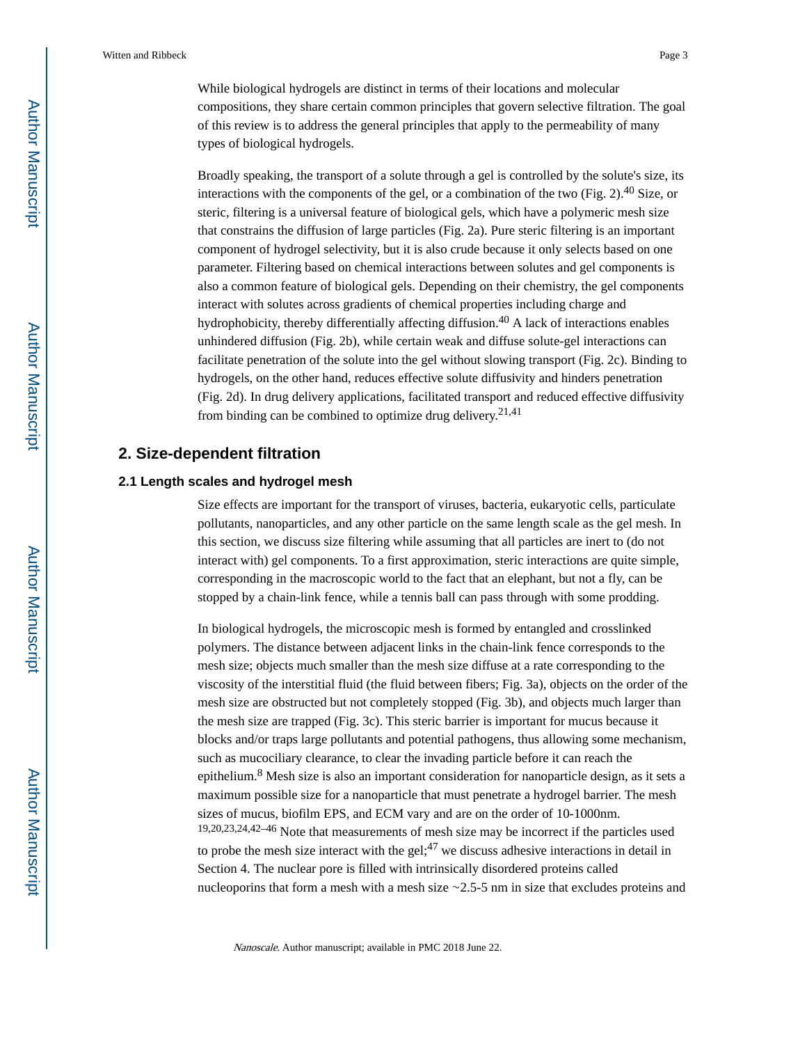While biological hydrogels are distinct in terms of their locations and molecular compositions, they share certain common principles that govern selective filtration. The goal of this review is to address the general principles that apply to the permeability of many types of biological hydrogels.

Broadly speaking, the transport of a solute through a gel is controlled by the solute's size, its interactions with the components of the gel, or a combination of the two (Fig. 2).[40] Size, or steric, filtering is a universal feature of biological gels, which have a polymeric mesh size that constrains the diffusion of large particles (Fig. 2a). Pure steric filtering is an important component of hydrogel selectivity, but it is also crude because it only selects based on one parameter. Filtering based on chemical interactions between solutes and gel components is also a common feature of biological gels. Depending on their chemistry, the gel components interact with solutes across gradients of chemical properties including charge and hydrophobicity, thereby differentially affecting diffusion.[40] A lack of interactions enables unhindered diffusion (Fig. 2b), while certain weak and diffuse solute-gel interactions can facilitate penetration of the solute into the gel without slowing transport (Fig. 2c). Binding to hydrogels, on the other hand, reduces effective solute diffusivity and hinders penetration (Fig. 2d). In drug delivery applications, facilitated transport and reduced effective diffusivity from binding can be combined to optimize drug delivery.[21,41]

## 2. Size-dependent filtration

### 2.1 Length scales and hydrogel mesh

Size effects are important for the transport of viruses, bacteria, eukaryotic cells, particulate pollutants, nanoparticles, and any other particle on the same length scale as the gel mesh. In this section, we discuss size filtering while assuming that all particles are inert to (do not interact with) gel components. To a first approximation, steric interactions are quite simple, corresponding in the macroscopic world to the fact that an elephant, but not a fly, can be stopped by a chain-link fence, while a tennis ball can pass through with some prodding.

In biological hydrogels, the microscopic mesh is formed by entangled and crosslinked polymers. The distance between adjacent links in the chain-link fence corresponds to the mesh size; objects much smaller than the mesh size diffuse at a rate corresponding to the viscosity of the interstitial fluid (the fluid between fibers; Fig. 3a), objects on the order of the mesh size are obstructed but not completely stopped (Fig. 3b), and objects much larger than the mesh size are trapped (Fig. 3c). This steric barrier is important for mucus because it blocks and/or traps large pollutants and potential pathogens, thus allowing some mechanism, such as mucociliary clearance, to clear the invading particle before it can reach the epithelium.[8] Mesh size is also an important consideration for nanoparticle design, as it sets a maximum possible size for a nanoparticle that must penetrate a hydrogel barrier. The mesh sizes of mucus, biofilm EPS, and ECM vary and are on the order of 10-1000nm.[19,20,23,24,42–46] Note that measurements of mesh size may be incorrect if the particles used to probe the mesh size interact with the gel;[47] we discuss adhesive interactions in detail in Section 4. The nuclear pore is filled with intrinsically disordered proteins called nucleoporins that form a mesh with a mesh size ~2.5-5 nm in size that excludes proteins and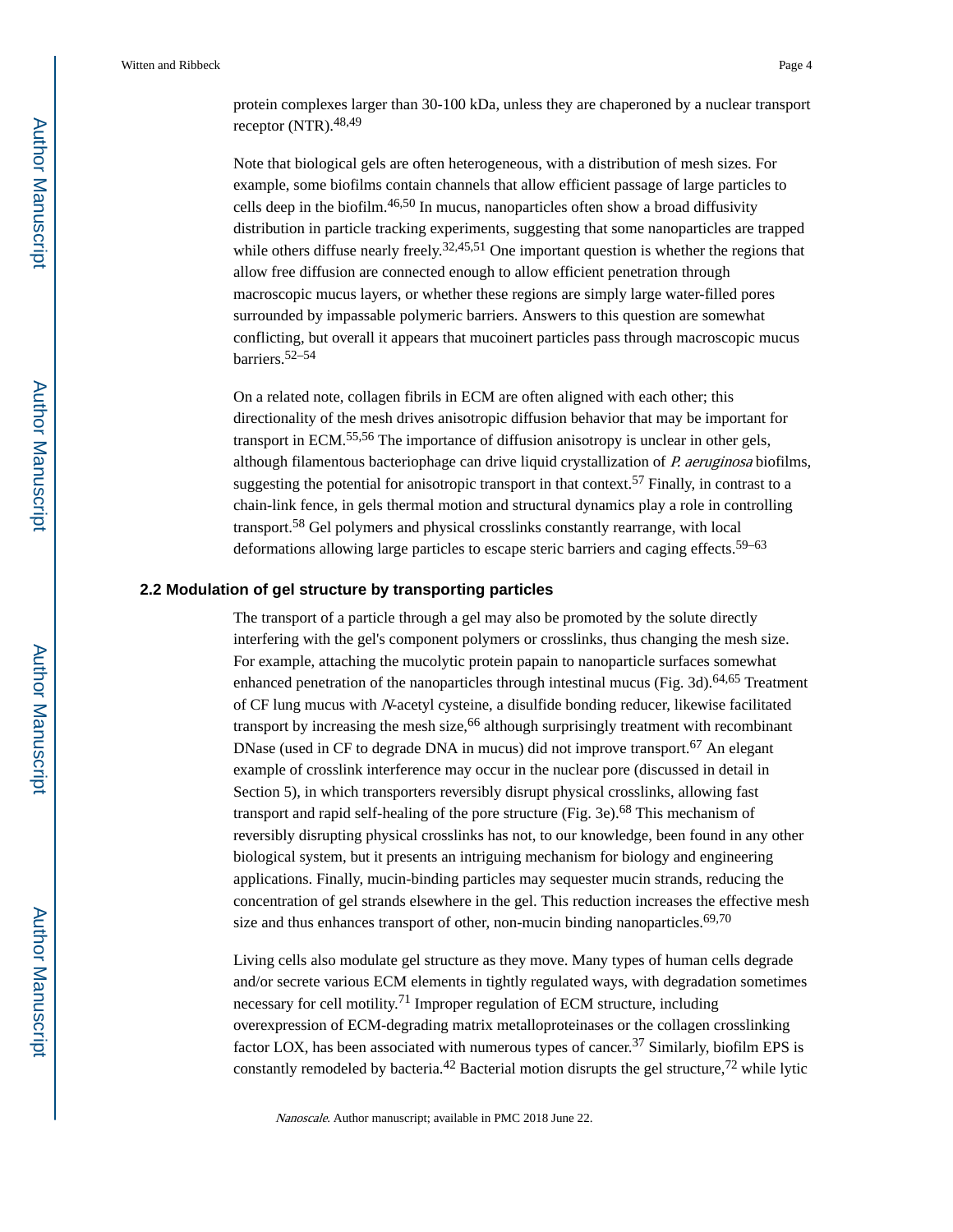protein complexes larger than 30-100 kDa, unless they are chaperoned by a nuclear transport receptor (NTR).[48,49]

Note that biological gels are often heterogeneous, with a distribution of mesh sizes. For example, some biofilms contain channels that allow efficient passage of large particles to cells deep in the biofilm.[46,50] In mucus, nanoparticles often show a broad diffusivity distribution in particle tracking experiments, suggesting that some nanoparticles are trapped while others diffuse nearly freely.[32,45,51] One important question is whether the regions that allow free diffusion are connected enough to allow efficient penetration through macroscopic mucus layers, or whether these regions are simply large water-filled pores surrounded by impassable polymeric barriers. Answers to this question are somewhat conflicting, but overall it appears that mucoinert particles pass through macroscopic mucus barriers.[52–54]

On a related note, collagen fibrils in ECM are often aligned with each other; this directionality of the mesh drives anisotropic diffusion behavior that may be important for transport in ECM.[55,56] The importance of diffusion anisotropy is unclear in other gels, although filamentous bacteriophage can drive liquid crystallization of *P. aeruginosa* biofilms, suggesting the potential for anisotropic transport in that context.[57] Finally, in contrast to a chain-link fence, in gels thermal motion and structural dynamics play a role in controlling transport.[58] Gel polymers and physical crosslinks constantly rearrange, with local deformations allowing large particles to escape steric barriers and caging effects.[59–63]

### 2.2 Modulation of gel structure by transporting particles

The transport of a particle through a gel may also be promoted by the solute directly interfering with the gel's component polymers or crosslinks, thus changing the mesh size. For example, attaching the mucolytic protein papain to nanoparticle surfaces somewhat enhanced penetration of the nanoparticles through intestinal mucus (Fig. 3d).[64,65] Treatment of CF lung mucus with *N*-acetyl cysteine, a disulfide bonding reducer, likewise facilitated transport by increasing the mesh size,[66] although surprisingly treatment with recombinant DNase (used in CF to degrade DNA in mucus) did not improve transport.[67] An elegant example of crosslink interference may occur in the nuclear pore (discussed in detail in Section 5), in which transporters reversibly disrupt physical crosslinks, allowing fast transport and rapid self-healing of the pore structure (Fig. 3e).[68] This mechanism of reversibly disrupting physical crosslinks has not, to our knowledge, been found in any other biological system, but it presents an intriguing mechanism for biology and engineering applications. Finally, mucin-binding particles may sequester mucin strands, reducing the concentration of gel strands elsewhere in the gel. This reduction increases the effective mesh size and thus enhances transport of other, non-mucin binding nanoparticles.[69,70]

Living cells also modulate gel structure as they move. Many types of human cells degrade and/or secrete various ECM elements in tightly regulated ways, with degradation sometimes necessary for cell motility.[71] Improper regulation of ECM structure, including overexpression of ECM-degrading matrix metalloproteinases or the collagen crosslinking factor LOX, has been associated with numerous types of cancer.[37] Similarly, biofilm EPS is constantly remodeled by bacteria.[42] Bacterial motion disrupts the gel structure,[72] while lytic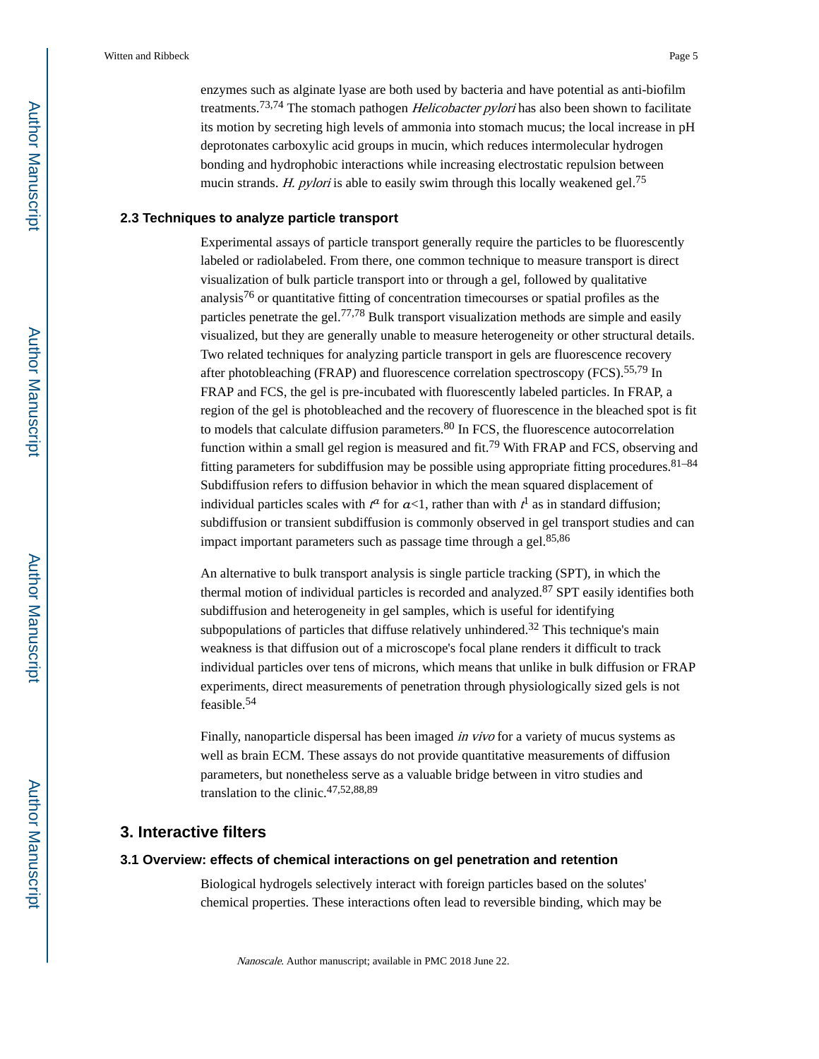enzymes such as alginate lyase are both used by bacteria and have potential as anti-biofilm treatments.[73,74] The stomach pathogen *Helicobacter pylori* has also been shown to facilitate its motion by secreting high levels of ammonia into stomach mucus; the local increase in pH deprotonates carboxylic acid groups in mucin, which reduces intermolecular hydrogen bonding and hydrophobic interactions while increasing electrostatic repulsion between mucin strands. *H. pylori* is able to easily swim through this locally weakened gel.[75]

### 2.3 Techniques to analyze particle transport

Experimental assays of particle transport generally require the particles to be fluorescently labeled or radiolabeled. From there, one common technique to measure transport is direct visualization of bulk particle transport into or through a gel, followed by qualitative analysis[76] or quantitative fitting of concentration timecourses or spatial profiles as the particles penetrate the gel.[77,78] Bulk transport visualization methods are simple and easily visualized, but they are generally unable to measure heterogeneity or other structural details. Two related techniques for analyzing particle transport in gels are fluorescence recovery after photobleaching (FRAP) and fluorescence correlation spectroscopy (FCS).[55,79] In FRAP and FCS, the gel is pre-incubated with fluorescently labeled particles. In FRAP, a region of the gel is photobleached and the recovery of fluorescence in the bleached spot is fit to models that calculate diffusion parameters.[80] In FCS, the fluorescence autocorrelation function within a small gel region is measured and fit.[79] With FRAP and FCS, observing and fitting parameters for subdiffusion may be possible using appropriate fitting procedures.[81–84] Subdiffusion refers to diffusion behavior in which the mean squared displacement of individual particles scales with $t^{\alpha}$ for $\alpha<1$, rather than with $t^{1}$ as in standard diffusion; subdiffusion or transient subdiffusion is commonly observed in gel transport studies and can impact important parameters such as passage time through a gel.[85,86]

An alternative to bulk transport analysis is single particle tracking (SPT), in which the thermal motion of individual particles is recorded and analyzed.[87] SPT easily identifies both subdiffusion and heterogeneity in gel samples, which is useful for identifying subpopulations of particles that diffuse relatively unhindered.[32] This technique's main weakness is that diffusion out of a microscope's focal plane renders it difficult to track individual particles over tens of microns, which means that unlike in bulk diffusion or FRAP experiments, direct measurements of penetration through physiologically sized gels is not feasible.[54]

Finally, nanoparticle dispersal has been imaged *in vivo* for a variety of mucus systems as well as brain ECM. These assays do not provide quantitative measurements of diffusion parameters, but nonetheless serve as a valuable bridge between in vitro studies and translation to the clinic.[47,52,88,89]

## 3. Interactive filters

### 3.1 Overview: effects of chemical interactions on gel penetration and retention

Biological hydrogels selectively interact with foreign particles based on the solutes' chemical properties. These interactions often lead to reversible binding, which may be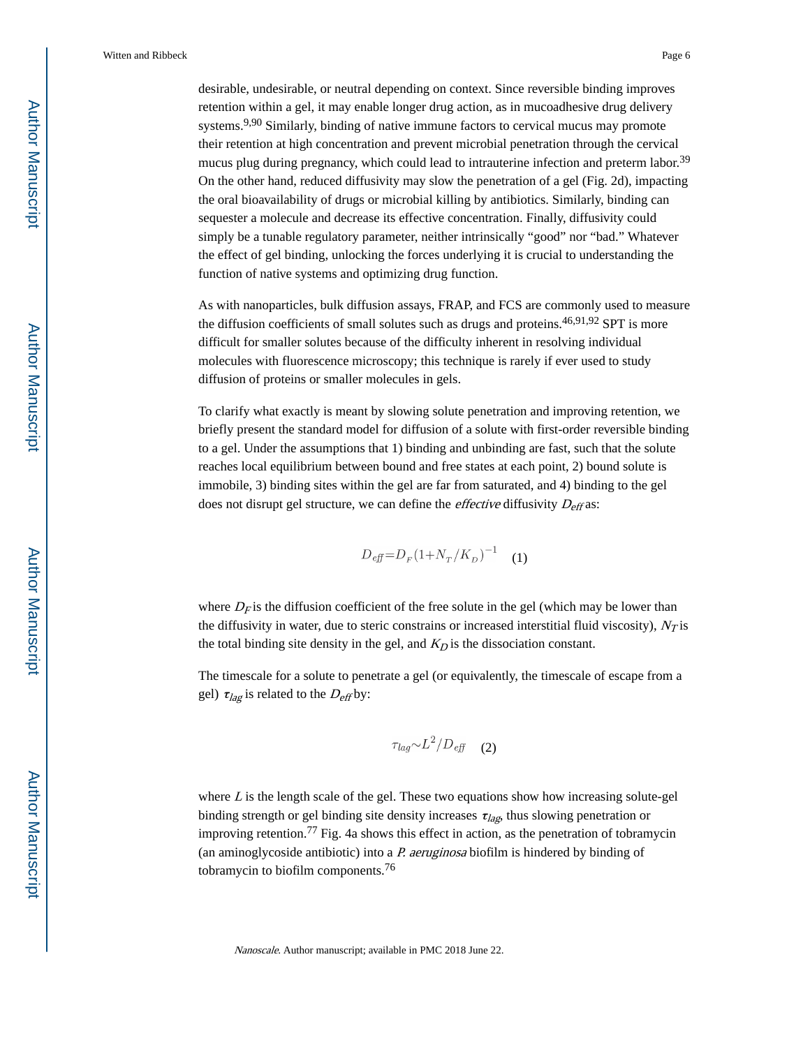desirable, undesirable, or neutral depending on context. Since reversible binding improves retention within a gel, it may enable longer drug action, as in mucoadhesive drug delivery systems.[9,90] Similarly, binding of native immune factors to cervical mucus may promote their retention at high concentration and prevent microbial penetration through the cervical mucus plug during pregnancy, which could lead to intrauterine infection and preterm labor.[39] On the other hand, reduced diffusivity may slow the penetration of a gel (Fig. 2d), impacting the oral bioavailability of drugs or microbial killing by antibiotics. Similarly, binding can sequester a molecule and decrease its effective concentration. Finally, diffusivity could simply be a tunable regulatory parameter, neither intrinsically "good" nor "bad." Whatever the effect of gel binding, unlocking the forces underlying it is crucial to understanding the function of native systems and optimizing drug function.

As with nanoparticles, bulk diffusion assays, FRAP, and FCS are commonly used to measure the diffusion coefficients of small solutes such as drugs and proteins.[46,91,92] SPT is more difficult for smaller solutes because of the difficulty inherent in resolving individual molecules with fluorescence microscopy; this technique is rarely if ever used to study diffusion of proteins or smaller molecules in gels.

To clarify what exactly is meant by slowing solute penetration and improving retention, we briefly present the standard model for diffusion of a solute with first-order reversible binding to a gel. Under the assumptions that 1) binding and unbinding are fast, such that the solute reaches local equilibrium between bound and free states at each point, 2) bound solute is immobile, 3) binding sites within the gel are far from saturated, and 4) binding to the gel does not disrupt gel structure, we can define the *effective* diffusivity $D_{eff}$ as:

$$D_{eff} = D_F (1 + N_T / K_D)^{-1} \quad (1)$$

where $D_F$ is the diffusion coefficient of the free solute in the gel (which may be lower than the diffusivity in water, due to steric constrains or increased interstitial fluid viscosity), $N_T$ is the total binding site density in the gel, and $K_D$ is the dissociation constant.

The timescale for a solute to penetrate a gel (or equivalently, the timescale of escape from a gel) $\tau_{lag}$ is related to the $D_{eff}$ by:

$$\tau_{lag} \sim L^2 / D_{eff} \quad (2)$$

where $L$ is the length scale of the gel. These two equations show how increasing solute-gel binding strength or gel binding site density increases $\tau_{lag}$, thus slowing penetration or improving retention.[77] Fig. 4a shows this effect in action, as the penetration of tobramycin (an aminoglycoside antibiotic) into a *P. aeruginosa* biofilm is hindered by binding of tobramycin to biofilm components.[76]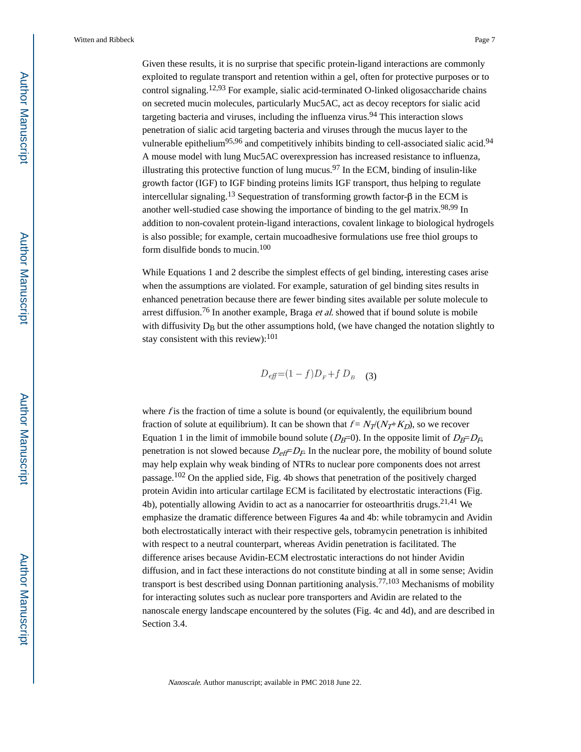Given these results, it is no surprise that specific protein-ligand interactions are commonly exploited to regulate transport and retention within a gel, often for protective purposes or to control signaling.[12,93] For example, sialic acid-terminated O-linked oligosaccharide chains on secreted mucin molecules, particularly Muc5AC, act as decoy receptors for sialic acid targeting bacteria and viruses, including the influenza virus.[94] This interaction slows penetration of sialic acid targeting bacteria and viruses through the mucus layer to the vulnerable epithelium[95,96] and competitively inhibits binding to cell-associated sialic acid.[94] A mouse model with lung Muc5AC overexpression has increased resistance to influenza, illustrating this protective function of lung mucus.[97] In the ECM, binding of insulin-like growth factor (IGF) to IGF binding proteins limits IGF transport, thus helping to regulate intercellular signaling.[13] Sequestration of transforming growth factor-β in the ECM is another well-studied case showing the importance of binding to the gel matrix.[98,99] In addition to non-covalent protein-ligand interactions, covalent linkage to biological hydrogels is also possible; for example, certain mucoadhesive formulations use free thiol groups to form disulfide bonds to mucin.[100]

While Equations 1 and 2 describe the simplest effects of gel binding, interesting cases arise when the assumptions are violated. For example, saturation of gel binding sites results in enhanced penetration because there are fewer binding sites available per solute molecule to arrest diffusion.[76] In another example, Braga *et al.* showed that if bound solute is mobile with diffusivity $D_B$ but the other assumptions hold, (we have changed the notation slightly to stay consistent with this review):[101]

$$D_{eff} = (1-f)D_F + f\,D_B \quad (3)$$

where $f$ is the fraction of time a solute is bound (or equivalently, the equilibrium bound fraction of solute at equilibrium). It can be shown that $f = N_T/(N_T+K_D)$, so we recover Equation 1 in the limit of immobile bound solute ($D_B$=0). In the opposite limit of $D_B$=$D_F$, penetration is not slowed because $D_{eff}$=$D_F$. In the nuclear pore, the mobility of bound solute may help explain why weak binding of NTRs to nuclear pore components does not arrest passage.[102] On the applied side, Fig. 4b shows that penetration of the positively charged protein Avidin into articular cartilage ECM is facilitated by electrostatic interactions (Fig. 4b), potentially allowing Avidin to act as a nanocarrier for osteoarthritis drugs.[21,41] We emphasize the dramatic difference between Figures 4a and 4b: while tobramycin and Avidin both electrostatically interact with their respective gels, tobramycin penetration is inhibited with respect to a neutral counterpart, whereas Avidin penetration is facilitated. The difference arises because Avidin-ECM electrostatic interactions do not hinder Avidin diffusion, and in fact these interactions do not constitute binding at all in some sense; Avidin transport is best described using Donnan partitioning analysis.[77,103] Mechanisms of mobility for interacting solutes such as nuclear pore transporters and Avidin are related to the nanoscale energy landscape encountered by the solutes (Fig. 4c and 4d), and are described in Section 3.4.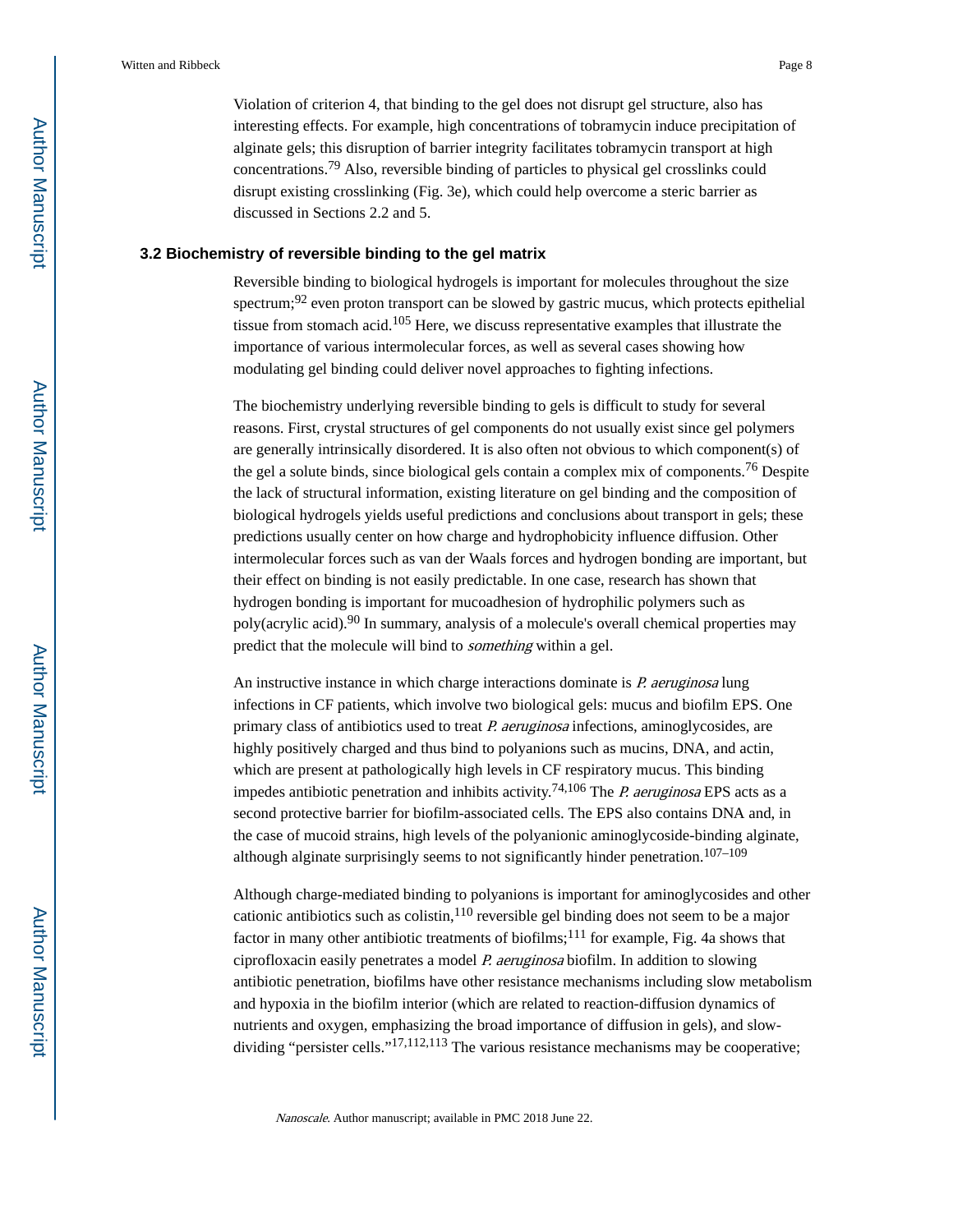Violation of criterion 4, that binding to the gel does not disrupt gel structure, also has interesting effects. For example, high concentrations of tobramycin induce precipitation of alginate gels; this disruption of barrier integrity facilitates tobramycin transport at high concentrations.[79] Also, reversible binding of particles to physical gel crosslinks could disrupt existing crosslinking (Fig. 3e), which could help overcome a steric barrier as discussed in Sections 2.2 and 5.

### 3.2 Biochemistry of reversible binding to the gel matrix

Reversible binding to biological hydrogels is important for molecules throughout the size spectrum;[92] even proton transport can be slowed by gastric mucus, which protects epithelial tissue from stomach acid.[105] Here, we discuss representative examples that illustrate the importance of various intermolecular forces, as well as several cases showing how modulating gel binding could deliver novel approaches to fighting infections.

The biochemistry underlying reversible binding to gels is difficult to study for several reasons. First, crystal structures of gel components do not usually exist since gel polymers are generally intrinsically disordered. It is also often not obvious to which component(s) of the gel a solute binds, since biological gels contain a complex mix of components.[76] Despite the lack of structural information, existing literature on gel binding and the composition of biological hydrogels yields useful predictions and conclusions about transport in gels; these predictions usually center on how charge and hydrophobicity influence diffusion. Other intermolecular forces such as van der Waals forces and hydrogen bonding are important, but their effect on binding is not easily predictable. In one case, research has shown that hydrogen bonding is important for mucoadhesion of hydrophilic polymers such as poly(acrylic acid).[90] In summary, analysis of a molecule's overall chemical properties may predict that the molecule will bind to *something* within a gel.

An instructive instance in which charge interactions dominate is *P. aeruginosa* lung infections in CF patients, which involve two biological gels: mucus and biofilm EPS. One primary class of antibiotics used to treat *P. aeruginosa* infections, aminoglycosides, are highly positively charged and thus bind to polyanions such as mucins, DNA, and actin, which are present at pathologically high levels in CF respiratory mucus. This binding impedes antibiotic penetration and inhibits activity.[74,106] The *P. aeruginosa* EPS acts as a second protective barrier for biofilm-associated cells. The EPS also contains DNA and, in the case of mucoid strains, high levels of the polyanionic aminoglycoside-binding alginate, although alginate surprisingly seems to not significantly hinder penetration.[107–109]

Although charge-mediated binding to polyanions is important for aminoglycosides and other cationic antibiotics such as colistin,[110] reversible gel binding does not seem to be a major factor in many other antibiotic treatments of biofilms;[111] for example, Fig. 4a shows that ciprofloxacin easily penetrates a model *P. aeruginosa* biofilm. In addition to slowing antibiotic penetration, biofilms have other resistance mechanisms including slow metabolism and hypoxia in the biofilm interior (which are related to reaction-diffusion dynamics of nutrients and oxygen, emphasizing the broad importance of diffusion in gels), and slow-dividing "persister cells."[17,112,113] The various resistance mechanisms may be cooperative;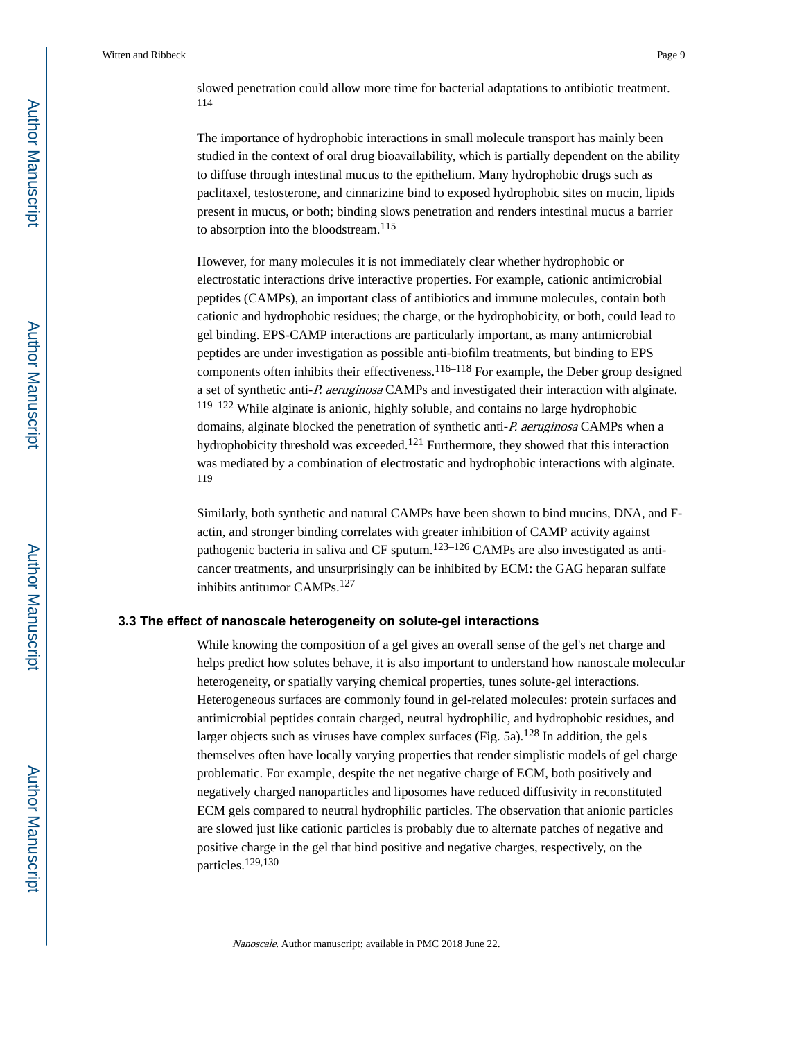slowed penetration could allow more time for bacterial adaptations to antibiotic treatment.[114]

The importance of hydrophobic interactions in small molecule transport has mainly been studied in the context of oral drug bioavailability, which is partially dependent on the ability to diffuse through intestinal mucus to the epithelium. Many hydrophobic drugs such as paclitaxel, testosterone, and cinnarizine bind to exposed hydrophobic sites on mucin, lipids present in mucus, or both; binding slows penetration and renders intestinal mucus a barrier to absorption into the bloodstream.[115]

However, for many molecules it is not immediately clear whether hydrophobic or electrostatic interactions drive interactive properties. For example, cationic antimicrobial peptides (CAMPs), an important class of antibiotics and immune molecules, contain both cationic and hydrophobic residues; the charge, or the hydrophobicity, or both, could lead to gel binding. EPS-CAMP interactions are particularly important, as many antimicrobial peptides are under investigation as possible anti-biofilm treatments, but binding to EPS components often inhibits their effectiveness.[116–118] For example, the Deber group designed a set of synthetic anti-*P. aeruginosa* CAMPs and investigated their interaction with alginate.[119–122] While alginate is anionic, highly soluble, and contains no large hydrophobic domains, alginate blocked the penetration of synthetic anti-*P. aeruginosa* CAMPs when a hydrophobicity threshold was exceeded.[121] Furthermore, they showed that this interaction was mediated by a combination of electrostatic and hydrophobic interactions with alginate.[119]

Similarly, both synthetic and natural CAMPs have been shown to bind mucins, DNA, and F-actin, and stronger binding correlates with greater inhibition of CAMP activity against pathogenic bacteria in saliva and CF sputum.[123–126] CAMPs are also investigated as anti-cancer treatments, and unsurprisingly can be inhibited by ECM: the GAG heparan sulfate inhibits antitumor CAMPs.[127]

### 3.3 The effect of nanoscale heterogeneity on solute-gel interactions

While knowing the composition of a gel gives an overall sense of the gel's net charge and helps predict how solutes behave, it is also important to understand how nanoscale molecular heterogeneity, or spatially varying chemical properties, tunes solute-gel interactions. Heterogeneous surfaces are commonly found in gel-related molecules: protein surfaces and antimicrobial peptides contain charged, neutral hydrophilic, and hydrophobic residues, and larger objects such as viruses have complex surfaces (Fig. 5a).[128] In addition, the gels themselves often have locally varying properties that render simplistic models of gel charge problematic. For example, despite the net negative charge of ECM, both positively and negatively charged nanoparticles and liposomes have reduced diffusivity in reconstituted ECM gels compared to neutral hydrophilic particles. The observation that anionic particles are slowed just like cationic particles is probably due to alternate patches of negative and positive charge in the gel that bind positive and negative charges, respectively, on the particles.[129,130]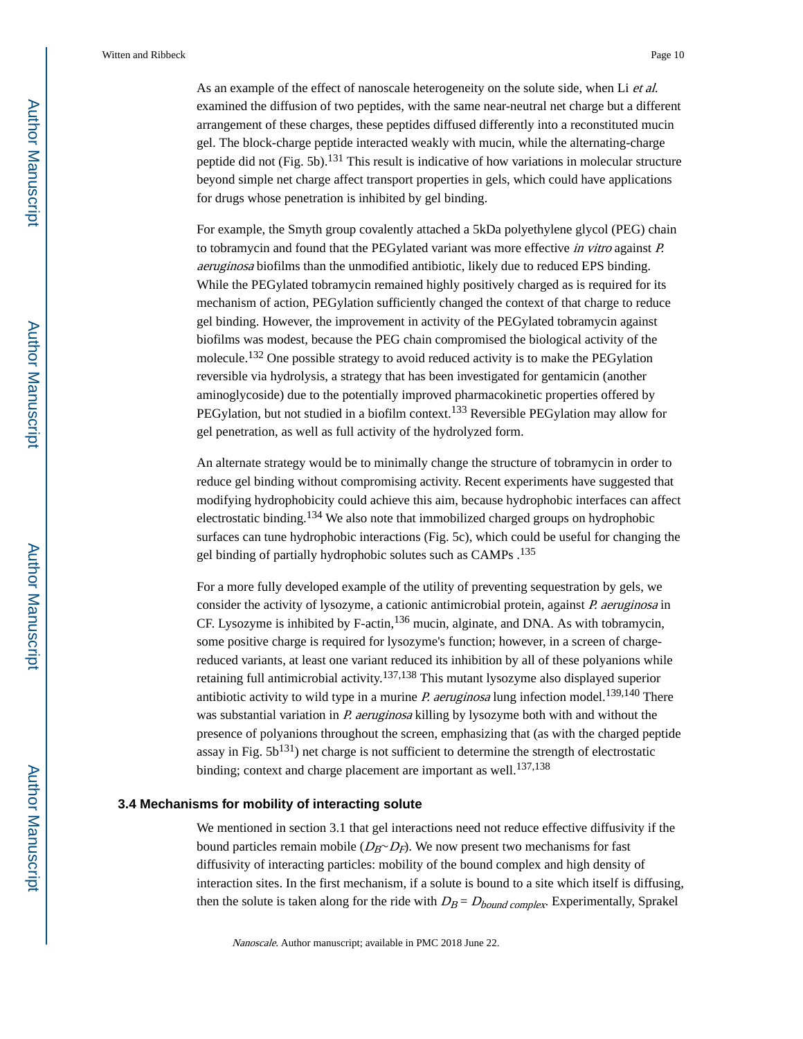As an example of the effect of nanoscale heterogeneity on the solute side, when Li *et al.* examined the diffusion of two peptides, with the same near-neutral net charge but a different arrangement of these charges, these peptides diffused differently into a reconstituted mucin gel. The block-charge peptide interacted weakly with mucin, while the alternating-charge peptide did not (Fig. 5b).[131] This result is indicative of how variations in molecular structure beyond simple net charge affect transport properties in gels, which could have applications for drugs whose penetration is inhibited by gel binding.

For example, the Smyth group covalently attached a 5kDa polyethylene glycol (PEG) chain to tobramycin and found that the PEGylated variant was more effective *in vitro* against *P. aeruginosa* biofilms than the unmodified antibiotic, likely due to reduced EPS binding. While the PEGylated tobramycin remained highly positively charged as is required for its mechanism of action, PEGylation sufficiently changed the context of that charge to reduce gel binding. However, the improvement in activity of the PEGylated tobramycin against biofilms was modest, because the PEG chain compromised the biological activity of the molecule.[132] One possible strategy to avoid reduced activity is to make the PEGylation reversible via hydrolysis, a strategy that has been investigated for gentamicin (another aminoglycoside) due to the potentially improved pharmacokinetic properties offered by PEGylation, but not studied in a biofilm context.[133] Reversible PEGylation may allow for gel penetration, as well as full activity of the hydrolyzed form.

An alternate strategy would be to minimally change the structure of tobramycin in order to reduce gel binding without compromising activity. Recent experiments have suggested that modifying hydrophobicity could achieve this aim, because hydrophobic interfaces can affect electrostatic binding.[134] We also note that immobilized charged groups on hydrophobic surfaces can tune hydrophobic interactions (Fig. 5c), which could be useful for changing the gel binding of partially hydrophobic solutes such as CAMPs .[135]

For a more fully developed example of the utility of preventing sequestration by gels, we consider the activity of lysozyme, a cationic antimicrobial protein, against *P. aeruginosa* in CF. Lysozyme is inhibited by F-actin,[136] mucin, alginate, and DNA. As with tobramycin, some positive charge is required for lysozyme's function; however, in a screen of charge-reduced variants, at least one variant reduced its inhibition by all of these polyanions while retaining full antimicrobial activity.[137,138] This mutant lysozyme also displayed superior antibiotic activity to wild type in a murine *P. aeruginosa* lung infection model.[139,140] There was substantial variation in *P. aeruginosa* killing by lysozyme both with and without the presence of polyanions throughout the screen, emphasizing that (as with the charged peptide assay in Fig. 5b[131]) net charge is not sufficient to determine the strength of electrostatic binding; context and charge placement are important as well.[137,138]

### 3.4 Mechanisms for mobility of interacting solute

We mentioned in section 3.1 that gel interactions need not reduce effective diffusivity if the bound particles remain mobile ($D_B \sim D_F$). We now present two mechanisms for fast diffusivity of interacting particles: mobility of the bound complex and high density of interaction sites. In the first mechanism, if a solute is bound to a site which itself is diffusing, then the solute is taken along for the ride with $D_B = D_{bound\ complex}$. Experimentally, Sprakel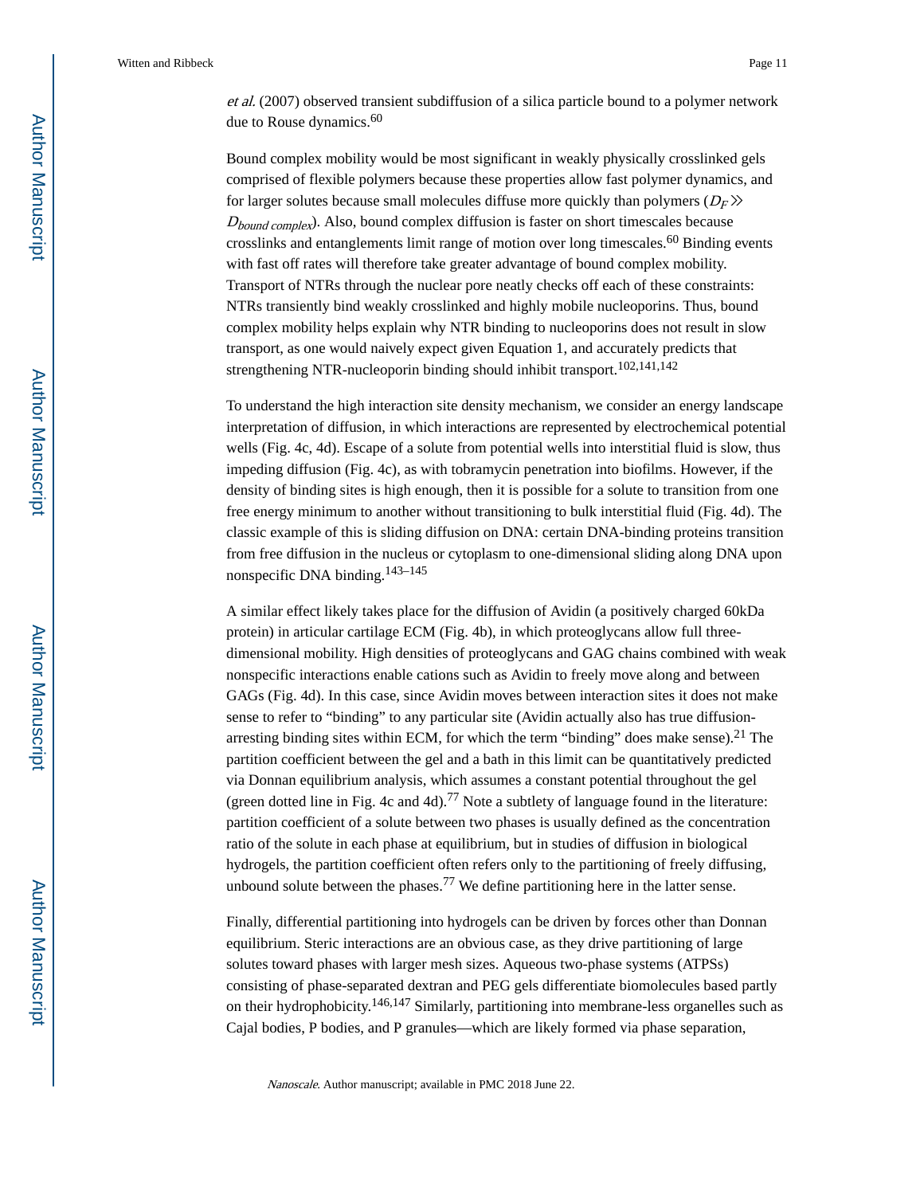*et al.* (2007) observed transient subdiffusion of a silica particle bound to a polymer network due to Rouse dynamics.[60]

Bound complex mobility would be most significant in weakly physically crosslinked gels comprised of flexible polymers because these properties allow fast polymer dynamics, and for larger solutes because small molecules diffuse more quickly than polymers ($D_F \gg D_{bound\ complex}$). Also, bound complex diffusion is faster on short timescales because crosslinks and entanglements limit range of motion over long timescales.[60] Binding events with fast off rates will therefore take greater advantage of bound complex mobility. Transport of NTRs through the nuclear pore neatly checks off each of these constraints: NTRs transiently bind weakly crosslinked and highly mobile nucleoporins. Thus, bound complex mobility helps explain why NTR binding to nucleoporins does not result in slow transport, as one would naively expect given Equation 1, and accurately predicts that strengthening NTR-nucleoporin binding should inhibit transport.[102,141,142]

To understand the high interaction site density mechanism, we consider an energy landscape interpretation of diffusion, in which interactions are represented by electrochemical potential wells (Fig. 4c, 4d). Escape of a solute from potential wells into interstitial fluid is slow, thus impeding diffusion (Fig. 4c), as with tobramycin penetration into biofilms. However, if the density of binding sites is high enough, then it is possible for a solute to transition from one free energy minimum to another without transitioning to bulk interstitial fluid (Fig. 4d). The classic example of this is sliding diffusion on DNA: certain DNA-binding proteins transition from free diffusion in the nucleus or cytoplasm to one-dimensional sliding along DNA upon nonspecific DNA binding.[143–145]

A similar effect likely takes place for the diffusion of Avidin (a positively charged 60kDa protein) in articular cartilage ECM (Fig. 4b), in which proteoglycans allow full three-dimensional mobility. High densities of proteoglycans and GAG chains combined with weak nonspecific interactions enable cations such as Avidin to freely move along and between GAGs (Fig. 4d). In this case, since Avidin moves between interaction sites it does not make sense to refer to "binding" to any particular site (Avidin actually also has true diffusion-arresting binding sites within ECM, for which the term "binding" does make sense).[21] The partition coefficient between the gel and a bath in this limit can be quantitatively predicted via Donnan equilibrium analysis, which assumes a constant potential throughout the gel (green dotted line in Fig. 4c and 4d).[77] Note a subtlety of language found in the literature: partition coefficient of a solute between two phases is usually defined as the concentration ratio of the solute in each phase at equilibrium, but in studies of diffusion in biological hydrogels, the partition coefficient often refers only to the partitioning of freely diffusing, unbound solute between the phases.[77] We define partitioning here in the latter sense.

Finally, differential partitioning into hydrogels can be driven by forces other than Donnan equilibrium. Steric interactions are an obvious case, as they drive partitioning of large solutes toward phases with larger mesh sizes. Aqueous two-phase systems (ATPSs) consisting of phase-separated dextran and PEG gels differentiate biomolecules based partly on their hydrophobicity.[146,147] Similarly, partitioning into membrane-less organelles such as Cajal bodies, P bodies, and P granules—which are likely formed via phase separation,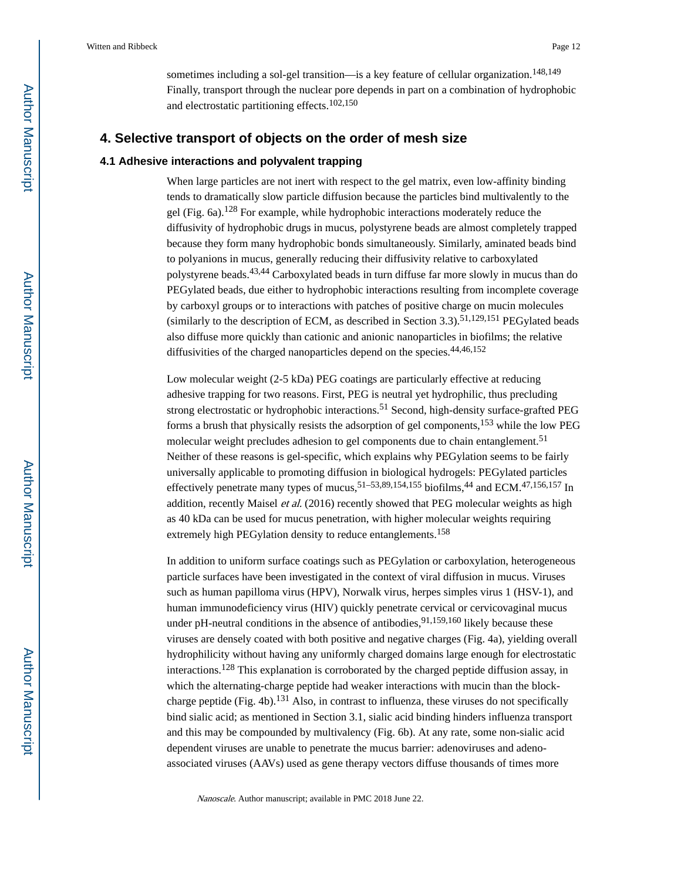sometimes including a sol-gel transition—is a key feature of cellular organization.[148,149] Finally, transport through the nuclear pore depends in part on a combination of hydrophobic and electrostatic partitioning effects.[102,150]

## 4. Selective transport of objects on the order of mesh size

### 4.1 Adhesive interactions and polyvalent trapping

When large particles are not inert with respect to the gel matrix, even low-affinity binding tends to dramatically slow particle diffusion because the particles bind multivalently to the gel (Fig. 6a).[128] For example, while hydrophobic interactions moderately reduce the diffusivity of hydrophobic drugs in mucus, polystyrene beads are almost completely trapped because they form many hydrophobic bonds simultaneously. Similarly, aminated beads bind to polyanions in mucus, generally reducing their diffusivity relative to carboxylated polystyrene beads.[43,44] Carboxylated beads in turn diffuse far more slowly in mucus than do PEGylated beads, due either to hydrophobic interactions resulting from incomplete coverage by carboxyl groups or to interactions with patches of positive charge on mucin molecules (similarly to the description of ECM, as described in Section 3.3).[51,129,151] PEGylated beads also diffuse more quickly than cationic and anionic nanoparticles in biofilms; the relative diffusivities of the charged nanoparticles depend on the species.[44,46,152]

Low molecular weight (2-5 kDa) PEG coatings are particularly effective at reducing adhesive trapping for two reasons. First, PEG is neutral yet hydrophilic, thus precluding strong electrostatic or hydrophobic interactions.[51] Second, high-density surface-grafted PEG forms a brush that physically resists the adsorption of gel components,[153] while the low PEG molecular weight precludes adhesion to gel components due to chain entanglement.[51] Neither of these reasons is gel-specific, which explains why PEGylation seems to be fairly universally applicable to promoting diffusion in biological hydrogels: PEGylated particles effectively penetrate many types of mucus,[51–53,89,154,155] biofilms,[44] and ECM.[47,156,157] In addition, recently Maisel *et al.* (2016) recently showed that PEG molecular weights as high as 40 kDa can be used for mucus penetration, with higher molecular weights requiring extremely high PEGylation density to reduce entanglements.[158]

In addition to uniform surface coatings such as PEGylation or carboxylation, heterogeneous particle surfaces have been investigated in the context of viral diffusion in mucus. Viruses such as human papilloma virus (HPV), Norwalk virus, herpes simples virus 1 (HSV-1), and human immunodeficiency virus (HIV) quickly penetrate cervical or cervicovaginal mucus under pH-neutral conditions in the absence of antibodies,[91,159,160] likely because these viruses are densely coated with both positive and negative charges (Fig. 4a), yielding overall hydrophilicity without having any uniformly charged domains large enough for electrostatic interactions.[128] This explanation is corroborated by the charged peptide diffusion assay, in which the alternating-charge peptide had weaker interactions with mucin than the block-charge peptide (Fig. 4b).[131] Also, in contrast to influenza, these viruses do not specifically bind sialic acid; as mentioned in Section 3.1, sialic acid binding hinders influenza transport and this may be compounded by multivalency (Fig. 6b). At any rate, some non-sialic acid dependent viruses are unable to penetrate the mucus barrier: adenoviruses and adeno-associated viruses (AAVs) used as gene therapy vectors diffuse thousands of times more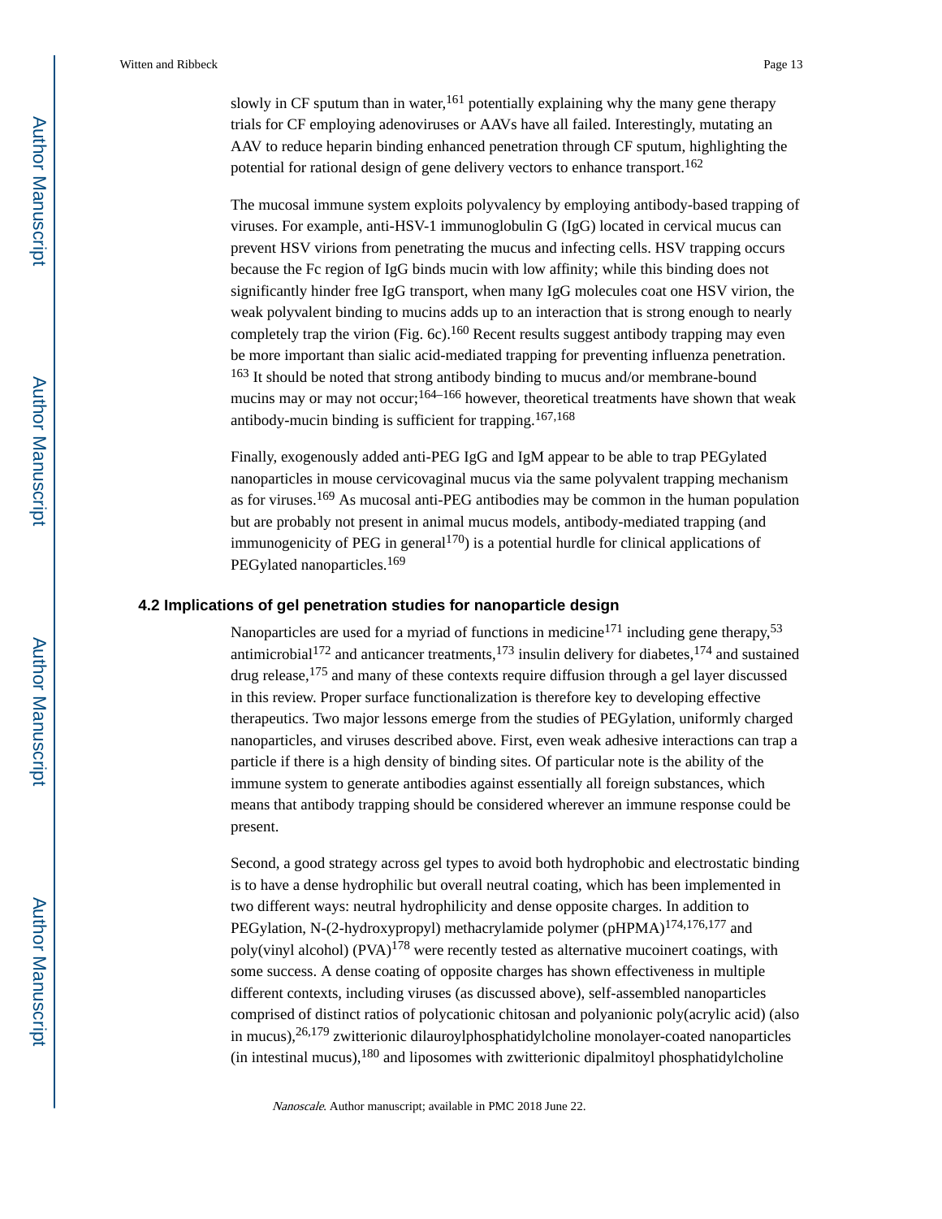slowly in CF sputum than in water,[161] potentially explaining why the many gene therapy trials for CF employing adenoviruses or AAVs have all failed. Interestingly, mutating an AAV to reduce heparin binding enhanced penetration through CF sputum, highlighting the potential for rational design of gene delivery vectors to enhance transport.[162]

The mucosal immune system exploits polyvalency by employing antibody-based trapping of viruses. For example, anti-HSV-1 immunoglobulin G (IgG) located in cervical mucus can prevent HSV virions from penetrating the mucus and infecting cells. HSV trapping occurs because the Fc region of IgG binds mucin with low affinity; while this binding does not significantly hinder free IgG transport, when many IgG molecules coat one HSV virion, the weak polyvalent binding to mucins adds up to an interaction that is strong enough to nearly completely trap the virion (Fig. 6c).[160] Recent results suggest antibody trapping may even be more important than sialic acid-mediated trapping for preventing influenza penetration.[163] It should be noted that strong antibody binding to mucus and/or membrane-bound mucins may or may not occur;[164–166] however, theoretical treatments have shown that weak antibody-mucin binding is sufficient for trapping.[167,168]

Finally, exogenously added anti-PEG IgG and IgM appear to be able to trap PEGylated nanoparticles in mouse cervicovaginal mucus via the same polyvalent trapping mechanism as for viruses.[169] As mucosal anti-PEG antibodies may be common in the human population but are probably not present in animal mucus models, antibody-mediated trapping (and immunogenicity of PEG in general[170]) is a potential hurdle for clinical applications of PEGylated nanoparticles.[169]

### 4.2 Implications of gel penetration studies for nanoparticle design

Nanoparticles are used for a myriad of functions in medicine[171] including gene therapy,[53] antimicrobial[172] and anticancer treatments,[173] insulin delivery for diabetes,[174] and sustained drug release,[175] and many of these contexts require diffusion through a gel layer discussed in this review. Proper surface functionalization is therefore key to developing effective therapeutics. Two major lessons emerge from the studies of PEGylation, uniformly charged nanoparticles, and viruses described above. First, even weak adhesive interactions can trap a particle if there is a high density of binding sites. Of particular note is the ability of the immune system to generate antibodies against essentially all foreign substances, which means that antibody trapping should be considered wherever an immune response could be present.

Second, a good strategy across gel types to avoid both hydrophobic and electrostatic binding is to have a dense hydrophilic but overall neutral coating, which has been implemented in two different ways: neutral hydrophilicity and dense opposite charges. In addition to PEGylation, N-(2-hydroxypropyl) methacrylamide polymer (pHPMA)[174,176,177] and poly(vinyl alcohol) (PVA)[178] were recently tested as alternative mucoinert coatings, with some success. A dense coating of opposite charges has shown effectiveness in multiple different contexts, including viruses (as discussed above), self-assembled nanoparticles comprised of distinct ratios of polycationic chitosan and polyanionic poly(acrylic acid) (also in mucus),[26,179] zwitterionic dilauroylphosphatidylcholine monolayer-coated nanoparticles (in intestinal mucus),[180] and liposomes with zwitterionic dipalmitoyl phosphatidylcholine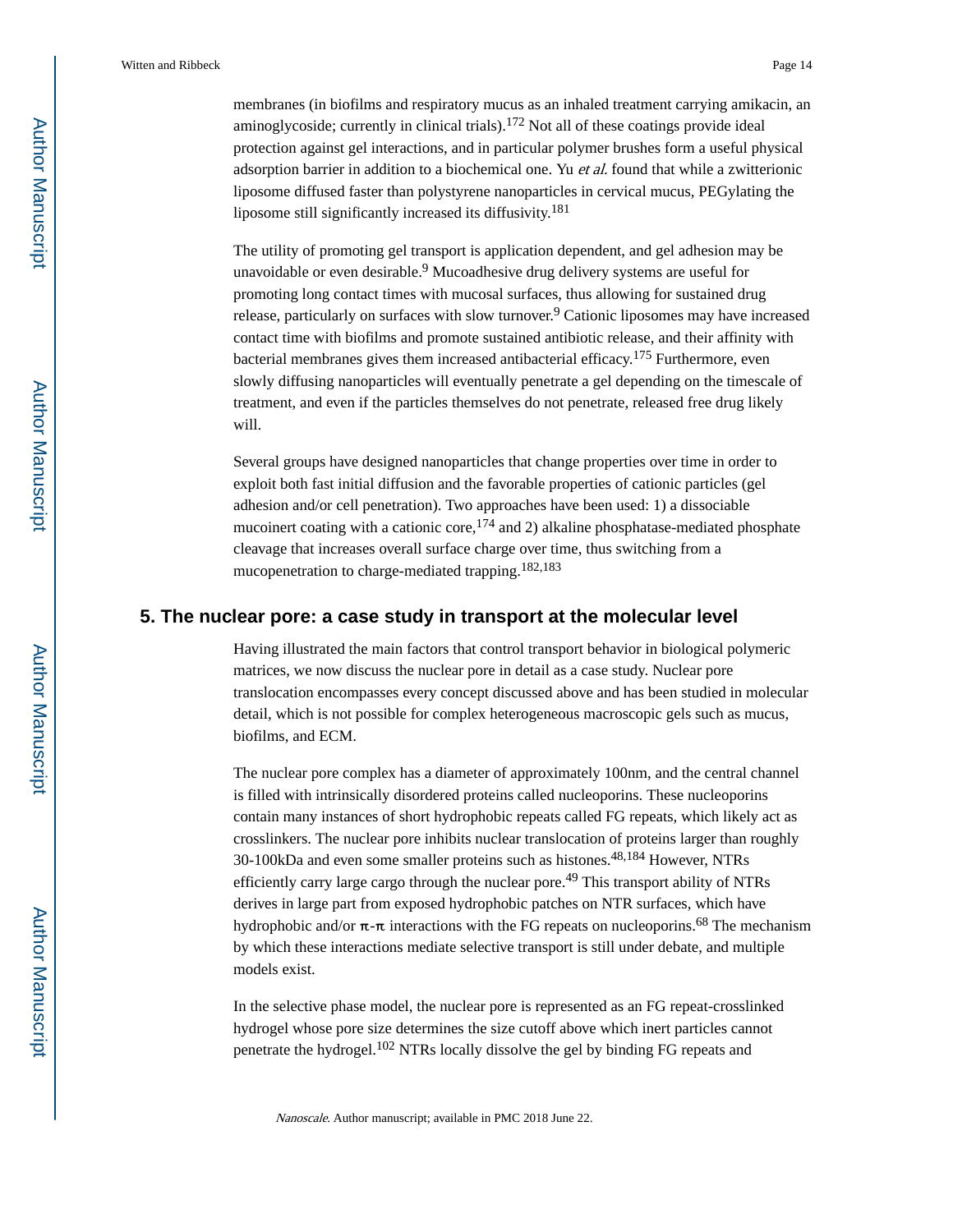membranes (in biofilms and respiratory mucus as an inhaled treatment carrying amikacin, an aminoglycoside; currently in clinical trials).[172] Not all of these coatings provide ideal protection against gel interactions, and in particular polymer brushes form a useful physical adsorption barrier in addition to a biochemical one. Yu *et al.* found that while a zwitterionic liposome diffused faster than polystyrene nanoparticles in cervical mucus, PEGylating the liposome still significantly increased its diffusivity.[181]

The utility of promoting gel transport is application dependent, and gel adhesion may be unavoidable or even desirable.[9] Mucoadhesive drug delivery systems are useful for promoting long contact times with mucosal surfaces, thus allowing for sustained drug release, particularly on surfaces with slow turnover.[9] Cationic liposomes may have increased contact time with biofilms and promote sustained antibiotic release, and their affinity with bacterial membranes gives them increased antibacterial efficacy.[175] Furthermore, even slowly diffusing nanoparticles will eventually penetrate a gel depending on the timescale of treatment, and even if the particles themselves do not penetrate, released free drug likely will.

Several groups have designed nanoparticles that change properties over time in order to exploit both fast initial diffusion and the favorable properties of cationic particles (gel adhesion and/or cell penetration). Two approaches have been used: 1) a dissociable mucoinert coating with a cationic core,[174] and 2) alkaline phosphatase-mediated phosphate cleavage that increases overall surface charge over time, thus switching from a mucopenetration to charge-mediated trapping.[182,183]

## 5. The nuclear pore: a case study in transport at the molecular level

Having illustrated the main factors that control transport behavior in biological polymeric matrices, we now discuss the nuclear pore in detail as a case study. Nuclear pore translocation encompasses every concept discussed above and has been studied in molecular detail, which is not possible for complex heterogeneous macroscopic gels such as mucus, biofilms, and ECM.

The nuclear pore complex has a diameter of approximately 100nm, and the central channel is filled with intrinsically disordered proteins called nucleoporins. These nucleoporins contain many instances of short hydrophobic repeats called FG repeats, which likely act as crosslinkers. The nuclear pore inhibits nuclear translocation of proteins larger than roughly 30-100kDa and even some smaller proteins such as histones.[48,184] However, NTRs efficiently carry large cargo through the nuclear pore.[49] This transport ability of NTRs derives in large part from exposed hydrophobic patches on NTR surfaces, which have hydrophobic and/or $\pi$-$\pi$ interactions with the FG repeats on nucleoporins.[68] The mechanism by which these interactions mediate selective transport is still under debate, and multiple models exist.

In the selective phase model, the nuclear pore is represented as an FG repeat-crosslinked hydrogel whose pore size determines the size cutoff above which inert particles cannot penetrate the hydrogel.[102] NTRs locally dissolve the gel by binding FG repeats and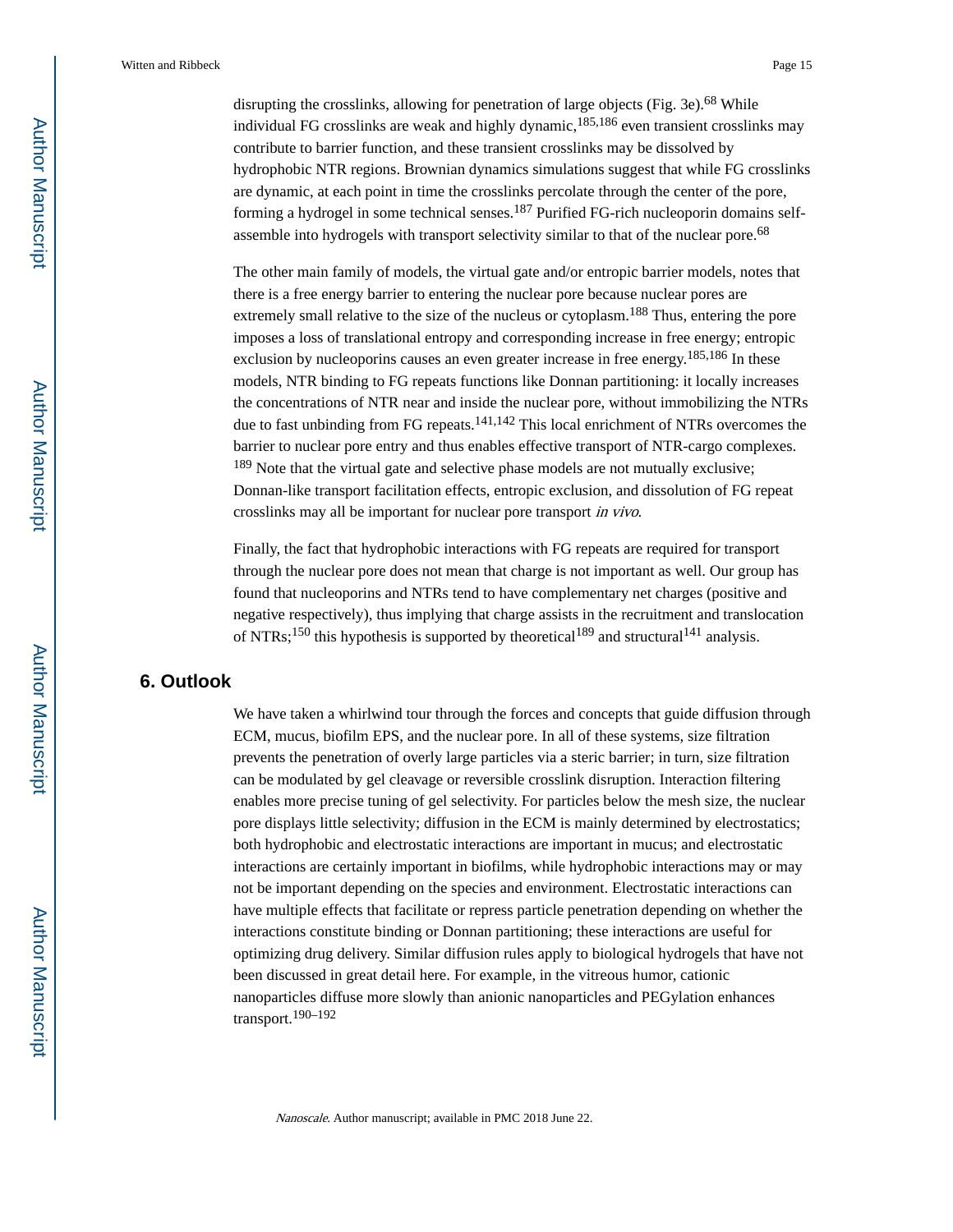disrupting the crosslinks, allowing for penetration of large objects (Fig. 3e).[68] While individual FG crosslinks are weak and highly dynamic,[185,186] even transient crosslinks may contribute to barrier function, and these transient crosslinks may be dissolved by hydrophobic NTR regions. Brownian dynamics simulations suggest that while FG crosslinks are dynamic, at each point in time the crosslinks percolate through the center of the pore, forming a hydrogel in some technical senses.[187] Purified FG-rich nucleoporin domains self-assemble into hydrogels with transport selectivity similar to that of the nuclear pore.[68]

The other main family of models, the virtual gate and/or entropic barrier models, notes that there is a free energy barrier to entering the nuclear pore because nuclear pores are extremely small relative to the size of the nucleus or cytoplasm.[188] Thus, entering the pore imposes a loss of translational entropy and corresponding increase in free energy; entropic exclusion by nucleoporins causes an even greater increase in free energy.[185,186] In these models, NTR binding to FG repeats functions like Donnan partitioning: it locally increases the concentrations of NTR near and inside the nuclear pore, without immobilizing the NTRs due to fast unbinding from FG repeats.[141,142] This local enrichment of NTRs overcomes the barrier to nuclear pore entry and thus enables effective transport of NTR-cargo complexes.[189] Note that the virtual gate and selective phase models are not mutually exclusive; Donnan-like transport facilitation effects, entropic exclusion, and dissolution of FG repeat crosslinks may all be important for nuclear pore transport *in vivo*.

Finally, the fact that hydrophobic interactions with FG repeats are required for transport through the nuclear pore does not mean that charge is not important as well. Our group has found that nucleoporins and NTRs tend to have complementary net charges (positive and negative respectively), thus implying that charge assists in the recruitment and translocation of NTRs;[150] this hypothesis is supported by theoretical[189] and structural[141] analysis.

## 6. Outlook

We have taken a whirlwind tour through the forces and concepts that guide diffusion through ECM, mucus, biofilm EPS, and the nuclear pore. In all of these systems, size filtration prevents the penetration of overly large particles via a steric barrier; in turn, size filtration can be modulated by gel cleavage or reversible crosslink disruption. Interaction filtering enables more precise tuning of gel selectivity. For particles below the mesh size, the nuclear pore displays little selectivity; diffusion in the ECM is mainly determined by electrostatics; both hydrophobic and electrostatic interactions are important in mucus; and electrostatic interactions are certainly important in biofilms, while hydrophobic interactions may or may not be important depending on the species and environment. Electrostatic interactions can have multiple effects that facilitate or repress particle penetration depending on whether the interactions constitute binding or Donnan partitioning; these interactions are useful for optimizing drug delivery. Similar diffusion rules apply to biological hydrogels that have not been discussed in great detail here. For example, in the vitreous humor, cationic nanoparticles diffuse more slowly than anionic nanoparticles and PEGylation enhances transport.[190–192]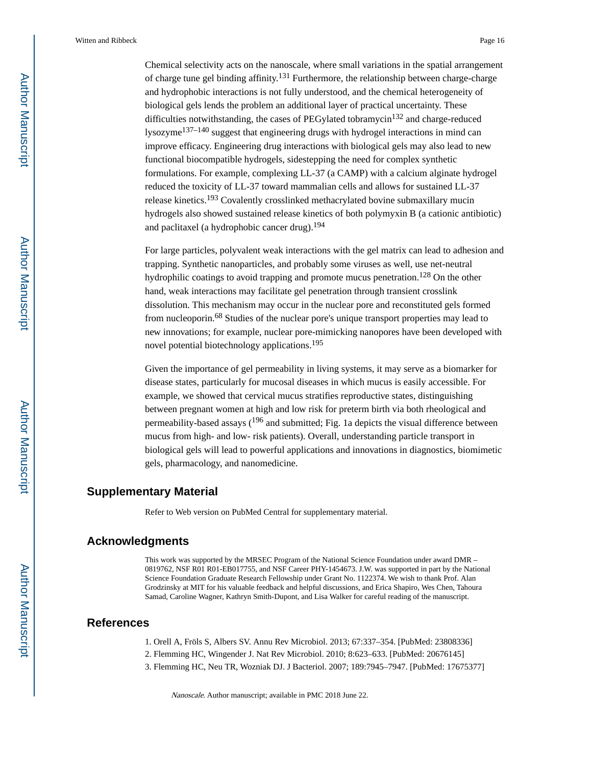Chemical selectivity acts on the nanoscale, where small variations in the spatial arrangement of charge tune gel binding affinity.[131] Furthermore, the relationship between charge-charge and hydrophobic interactions is not fully understood, and the chemical heterogeneity of biological gels lends the problem an additional layer of practical uncertainty. These difficulties notwithstanding, the cases of PEGylated tobramycin[132] and charge-reduced lysozyme[137–140] suggest that engineering drugs with hydrogel interactions in mind can improve efficacy. Engineering drug interactions with biological gels may also lead to new functional biocompatible hydrogels, sidestepping the need for complex synthetic formulations. For example, complexing LL-37 (a CAMP) with a calcium alginate hydrogel reduced the toxicity of LL-37 toward mammalian cells and allows for sustained LL-37 release kinetics.[193] Covalently crosslinked methacrylated bovine submaxillary mucin hydrogels also showed sustained release kinetics of both polymyxin B (a cationic antibiotic) and paclitaxel (a hydrophobic cancer drug).[194]

For large particles, polyvalent weak interactions with the gel matrix can lead to adhesion and trapping. Synthetic nanoparticles, and probably some viruses as well, use net-neutral hydrophilic coatings to avoid trapping and promote mucus penetration.[128] On the other hand, weak interactions may facilitate gel penetration through transient crosslink dissolution. This mechanism may occur in the nuclear pore and reconstituted gels formed from nucleoporin.[68] Studies of the nuclear pore's unique transport properties may lead to new innovations; for example, nuclear pore-mimicking nanopores have been developed with novel potential biotechnology applications.[195]

Given the importance of gel permeability in living systems, it may serve as a biomarker for disease states, particularly for mucosal diseases in which mucus is easily accessible. For example, we showed that cervical mucus stratifies reproductive states, distinguishing between pregnant women at high and low risk for preterm birth via both rheological and permeability-based assays ([196] and submitted; Fig. 1a depicts the visual difference between mucus from high- and low- risk patients). Overall, understanding particle transport in biological gels will lead to powerful applications and innovations in diagnostics, biomimetic gels, pharmacology, and nanomedicine.

## Supplementary Material

Refer to Web version on PubMed Central for supplementary material.

## Acknowledgments

This work was supported by the MRSEC Program of the National Science Foundation under award DMR – 0819762, NSF R01 R01-EB017755, and NSF Career PHY-1454673. J.W. was supported in part by the National Science Foundation Graduate Research Fellowship under Grant No. 1122374. We wish to thank Prof. Alan Grodzinsky at MIT for his valuable feedback and helpful discussions, and Erica Shapiro, Wes Chen, Tahoura Samad, Caroline Wagner, Kathryn Smith-Dupont, and Lisa Walker for careful reading of the manuscript.

## References

1. Orell A, Fröls S, Albers SV. Annu Rev Microbiol. 2013; 67:337–354. [PubMed: 23808336]
2. Flemming HC, Wingender J. Nat Rev Microbiol. 2010; 8:623–633. [PubMed: 20676145]
3. Flemming HC, Neu TR, Wozniak DJ. J Bacteriol. 2007; 189:7945–7947. [PubMed: 17675377]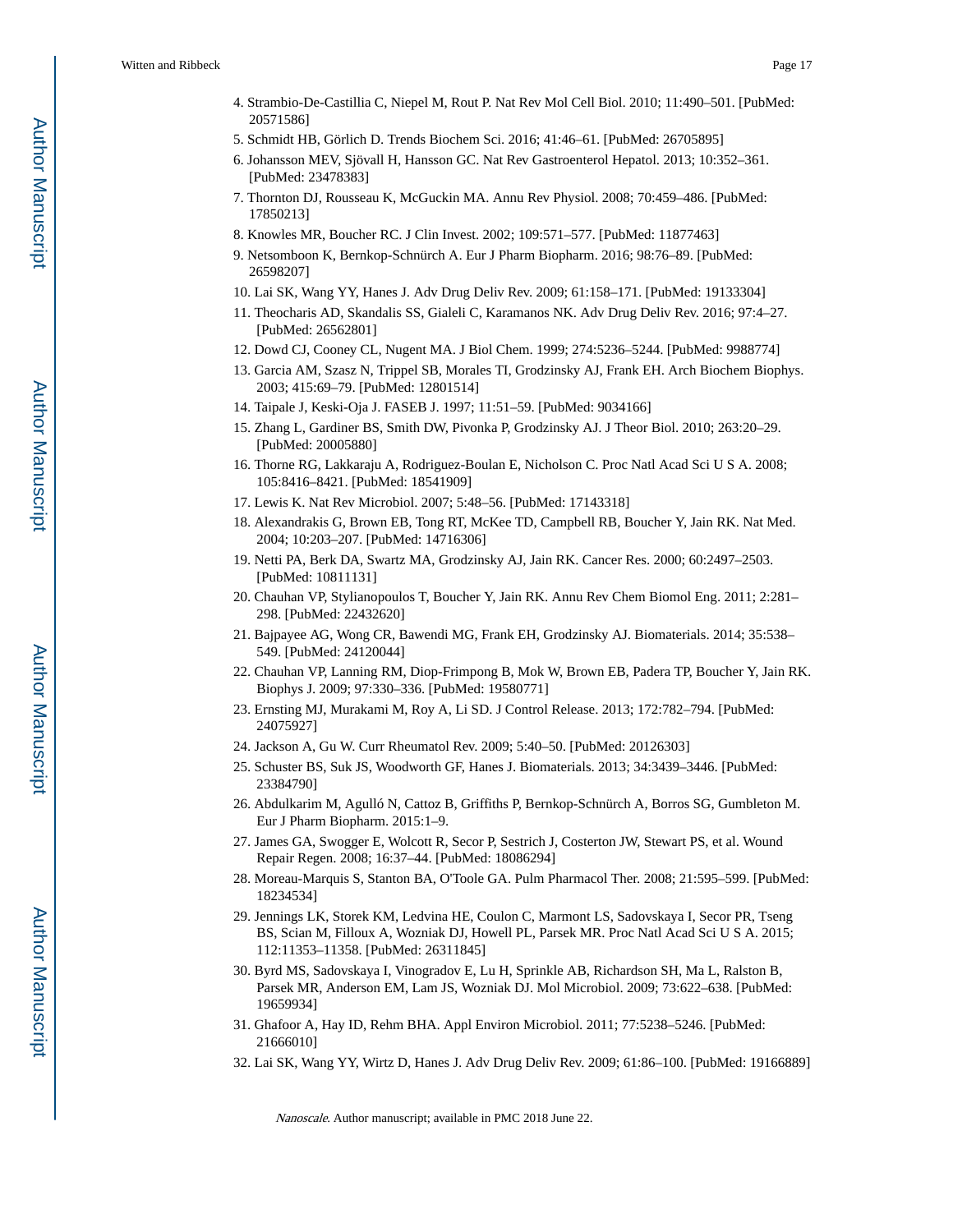4. Strambio-De-Castillia C, Niepel M, Rout P. Nat Rev Mol Cell Biol. 2010; 11:490–501. [PubMed: 20571586]
5. Schmidt HB, Görlich D. Trends Biochem Sci. 2016; 41:46–61. [PubMed: 26705895]
6. Johansson MEV, Sjövall H, Hansson GC. Nat Rev Gastroenterol Hepatol. 2013; 10:352–361. [PubMed: 23478383]
7. Thornton DJ, Rousseau K, McGuckin MA. Annu Rev Physiol. 2008; 70:459–486. [PubMed: 17850213]
8. Knowles MR, Boucher RC. J Clin Invest. 2002; 109:571–577. [PubMed: 11877463]
9. Netsomboon K, Bernkop-Schnürch A. Eur J Pharm Biopharm. 2016; 98:76–89. [PubMed: 26598207]
10. Lai SK, Wang YY, Hanes J. Adv Drug Deliv Rev. 2009; 61:158–171. [PubMed: 19133304]
11. Theocharis AD, Skandalis SS, Gialeli C, Karamanos NK. Adv Drug Deliv Rev. 2016; 97:4–27. [PubMed: 26562801]
12. Dowd CJ, Cooney CL, Nugent MA. J Biol Chem. 1999; 274:5236–5244. [PubMed: 9988774]
13. Garcia AM, Szasz N, Trippel SB, Morales TI, Grodzinsky AJ, Frank EH. Arch Biochem Biophys. 2003; 415:69–79. [PubMed: 12801514]
14. Taipale J, Keski-Oja J. FASEB J. 1997; 11:51–59. [PubMed: 9034166]
15. Zhang L, Gardiner BS, Smith DW, Pivonka P, Grodzinsky AJ. J Theor Biol. 2010; 263:20–29. [PubMed: 20005880]
16. Thorne RG, Lakkaraju A, Rodriguez-Boulan E, Nicholson C. Proc Natl Acad Sci U S A. 2008; 105:8416–8421. [PubMed: 18541909]
17. Lewis K. Nat Rev Microbiol. 2007; 5:48–56. [PubMed: 17143318]
18. Alexandrakis G, Brown EB, Tong RT, McKee TD, Campbell RB, Boucher Y, Jain RK. Nat Med. 2004; 10:203–207. [PubMed: 14716306]
19. Netti PA, Berk DA, Swartz MA, Grodzinsky AJ, Jain RK. Cancer Res. 2000; 60:2497–2503. [PubMed: 10811131]
20. Chauhan VP, Stylianopoulos T, Boucher Y, Jain RK. Annu Rev Chem Biomol Eng. 2011; 2:281–298. [PubMed: 22432620]
21. Bajpayee AG, Wong CR, Bawendi MG, Frank EH, Grodzinsky AJ. Biomaterials. 2014; 35:538–549. [PubMed: 24120044]
22. Chauhan VP, Lanning RM, Diop-Frimpong B, Mok W, Brown EB, Padera TP, Boucher Y, Jain RK. Biophys J. 2009; 97:330–336. [PubMed: 19580771]
23. Ernsting MJ, Murakami M, Roy A, Li SD. J Control Release. 2013; 172:782–794. [PubMed: 24075927]
24. Jackson A, Gu W. Curr Rheumatol Rev. 2009; 5:40–50. [PubMed: 20126303]
25. Schuster BS, Suk JS, Woodworth GF, Hanes J. Biomaterials. 2013; 34:3439–3446. [PubMed: 23384790]
26. Abdulkarim M, Agulló N, Cattoz B, Griffiths P, Bernkop-Schnürch A, Borros SG, Gumbleton M. Eur J Pharm Biopharm. 2015:1–9.
27. James GA, Swogger E, Wolcott R, Secor P, Sestrich J, Costerton JW, Stewart PS, et al. Wound Repair Regen. 2008; 16:37–44. [PubMed: 18086294]
28. Moreau-Marquis S, Stanton BA, O'Toole GA. Pulm Pharmacol Ther. 2008; 21:595–599. [PubMed: 18234534]
29. Jennings LK, Storek KM, Ledvina HE, Coulon C, Marmont LS, Sadovskaya I, Secor PR, Tseng BS, Scian M, Filloux A, Wozniak DJ, Howell PL, Parsek MR. Proc Natl Acad Sci U S A. 2015; 112:11353–11358. [PubMed: 26311845]
30. Byrd MS, Sadovskaya I, Vinogradov E, Lu H, Sprinkle AB, Richardson SH, Ma L, Ralston B, Parsek MR, Anderson EM, Lam JS, Wozniak DJ. Mol Microbiol. 2009; 73:622–638. [PubMed: 19659934]
31. Ghafoor A, Hay ID, Rehm BHA. Appl Environ Microbiol. 2011; 77:5238–5246. [PubMed: 21666010]
32. Lai SK, Wang YY, Wirtz D, Hanes J. Adv Drug Deliv Rev. 2009; 61:86–100. [PubMed: 19166889]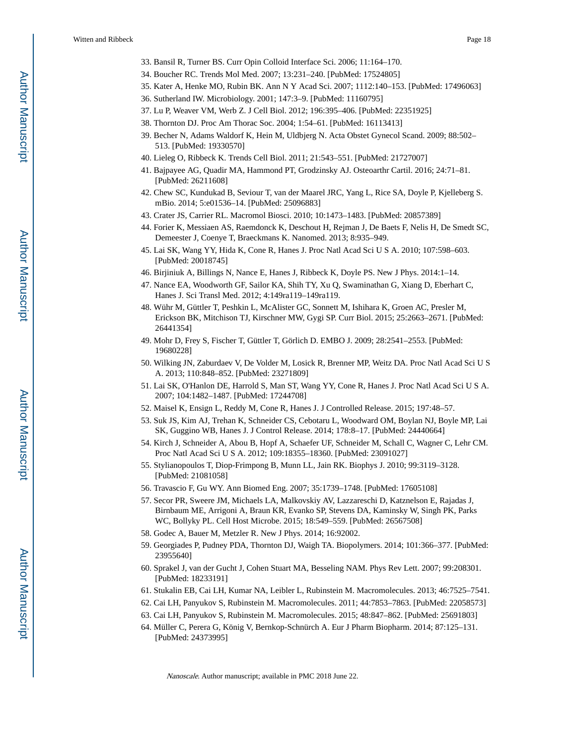33. Bansil R, Turner BS. Curr Opin Colloid Interface Sci. 2006; 11:164–170.
34. Boucher RC. Trends Mol Med. 2007; 13:231–240. [PubMed: 17524805]
35. Kater A, Henke MO, Rubin BK. Ann N Y Acad Sci. 2007; 1112:140–153. [PubMed: 17496063]
36. Sutherland IW. Microbiology. 2001; 147:3–9. [PubMed: 11160795]
37. Lu P, Weaver VM, Werb Z. J Cell Biol. 2012; 196:395–406. [PubMed: 22351925]
38. Thornton DJ. Proc Am Thorac Soc. 2004; 1:54–61. [PubMed: 16113413]
39. Becher N, Adams Waldorf K, Hein M, Uldbjerg N. Acta Obstet Gynecol Scand. 2009; 88:502–513. [PubMed: 19330570]
40. Lieleg O, Ribbeck K. Trends Cell Biol. 2011; 21:543–551. [PubMed: 21727007]
41. Bajpayee AG, Quadir MA, Hammond PT, Grodzinsky AJ. Osteoarthr Cartil. 2016; 24:71–81. [PubMed: 26211608]
42. Chew SC, Kundukad B, Seviour T, van der Maarel JRC, Yang L, Rice SA, Doyle P, Kjelleberg S. mBio. 2014; 5:e01536–14. [PubMed: 25096883]
43. Crater JS, Carrier RL. Macromol Biosci. 2010; 10:1473–1483. [PubMed: 20857389]
44. Forier K, Messiaen AS, Raemdonck K, Deschout H, Rejman J, De Baets F, Nelis H, De Smedt SC, Demeester J, Coenye T, Braeckmans K. Nanomed. 2013; 8:935–949.
45. Lai SK, Wang YY, Hida K, Cone R, Hanes J. Proc Natl Acad Sci U S A. 2010; 107:598–603. [PubMed: 20018745]
46. Birjiniuk A, Billings N, Nance E, Hanes J, Ribbeck K, Doyle PS. New J Phys. 2014:1–14.
47. Nance EA, Woodworth GF, Sailor KA, Shih TY, Xu Q, Swaminathan G, Xiang D, Eberhart C, Hanes J. Sci Transl Med. 2012; 4:149ra119–149ra119.
48. Wühr M, Güttler T, Peshkin L, McAlister GC, Sonnett M, Ishihara K, Groen AC, Presler M, Erickson BK, Mitchison TJ, Kirschner MW, Gygi SP. Curr Biol. 2015; 25:2663–2671. [PubMed: 26441354]
49. Mohr D, Frey S, Fischer T, Güttler T, Görlich D. EMBO J. 2009; 28:2541–2553. [PubMed: 19680228]
50. Wilking JN, Zaburdaev V, De Volder M, Losick R, Brenner MP, Weitz DA. Proc Natl Acad Sci U S A. 2013; 110:848–852. [PubMed: 23271809]
51. Lai SK, O'Hanlon DE, Harrold S, Man ST, Wang YY, Cone R, Hanes J. Proc Natl Acad Sci U S A. 2007; 104:1482–1487. [PubMed: 17244708]
52. Maisel K, Ensign L, Reddy M, Cone R, Hanes J. J Controlled Release. 2015; 197:48–57.
53. Suk JS, Kim AJ, Trehan K, Schneider CS, Cebotaru L, Woodward OM, Boylan NJ, Boyle MP, Lai SK, Guggino WB, Hanes J. J Control Release. 2014; 178:8–17. [PubMed: 24440664]
54. Kirch J, Schneider A, Abou B, Hopf A, Schaefer UF, Schneider M, Schall C, Wagner C, Lehr CM. Proc Natl Acad Sci U S A. 2012; 109:18355–18360. [PubMed: 23091027]
55. Stylianopoulos T, Diop-Frimpong B, Munn LL, Jain RK. Biophys J. 2010; 99:3119–3128. [PubMed: 21081058]
56. Travascio F, Gu WY. Ann Biomed Eng. 2007; 35:1739–1748. [PubMed: 17605108]
57. Secor PR, Sweere JM, Michaels LA, Malkovskiy AV, Lazzareschi D, Katznelson E, Rajadas J, Birnbaum ME, Arrigoni A, Braun KR, Evanko SP, Stevens DA, Kaminsky W, Singh PK, Parks WC, Bollyky PL. Cell Host Microbe. 2015; 18:549–559. [PubMed: 26567508]
58. Godec A, Bauer M, Metzler R. New J Phys. 2014; 16:92002.
59. Georgiades P, Pudney PDA, Thornton DJ, Waigh TA. Biopolymers. 2014; 101:366–377. [PubMed: 23955640]
60. Sprakel J, van der Gucht J, Cohen Stuart MA, Besseling NAM. Phys Rev Lett. 2007; 99:208301. [PubMed: 18233191]
61. Stukalin EB, Cai LH, Kumar NA, Leibler L, Rubinstein M. Macromolecules. 2013; 46:7525–7541.
62. Cai LH, Panyukov S, Rubinstein M. Macromolecules. 2011; 44:7853–7863. [PubMed: 22058573]
63. Cai LH, Panyukov S, Rubinstein M. Macromolecules. 2015; 48:847–862. [PubMed: 25691803]
64. Müller C, Perera G, König V, Bernkop-Schnürch A. Eur J Pharm Biopharm. 2014; 87:125–131. [PubMed: 24373995]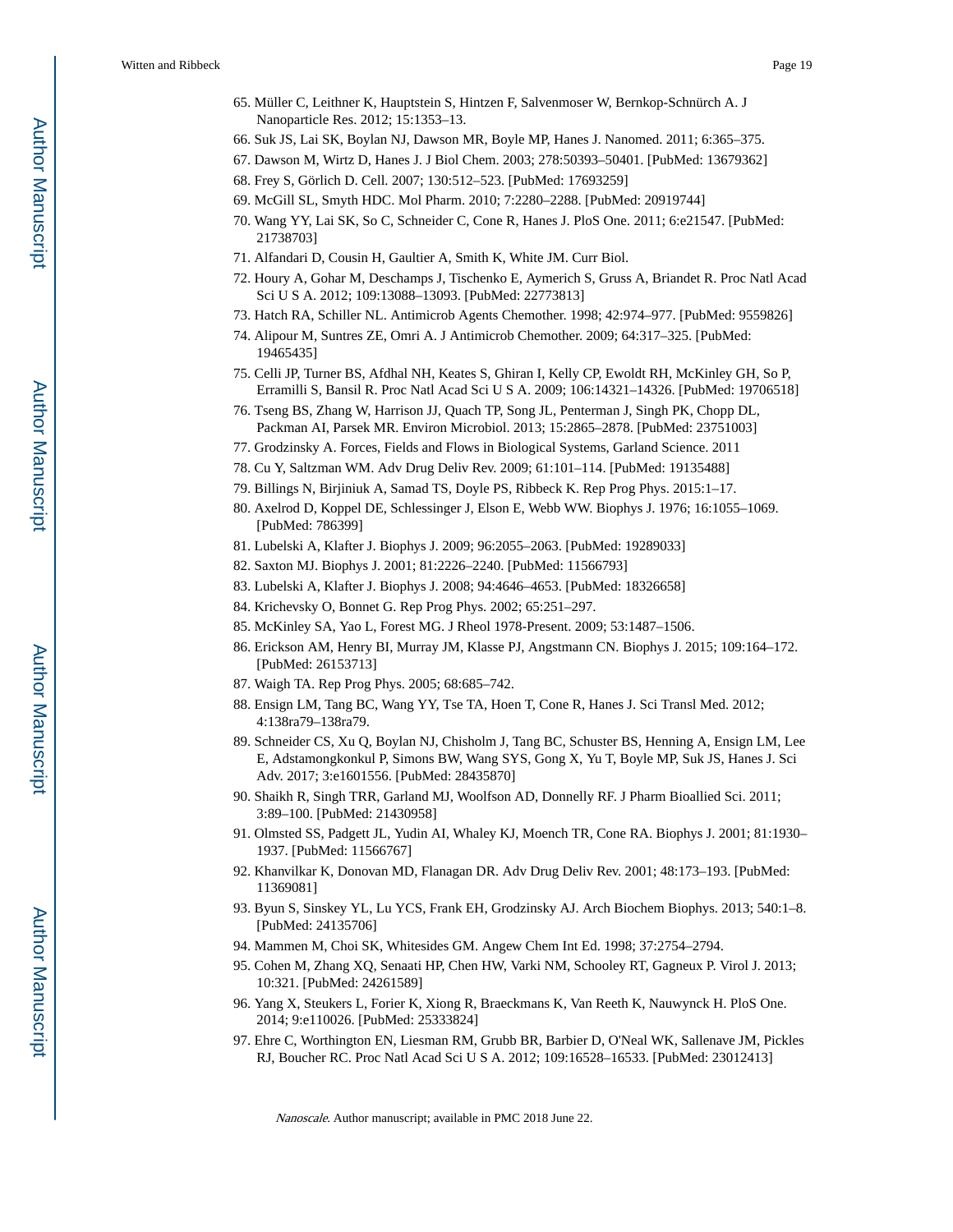65. Müller C, Leithner K, Hauptstein S, Hintzen F, Salvenmoser W, Bernkop-Schnürch A. J Nanoparticle Res. 2012; 15:1353–13.
66. Suk JS, Lai SK, Boylan NJ, Dawson MR, Boyle MP, Hanes J. Nanomed. 2011; 6:365–375.
67. Dawson M, Wirtz D, Hanes J. J Biol Chem. 2003; 278:50393–50401. [PubMed: 13679362]
68. Frey S, Görlich D. Cell. 2007; 130:512–523. [PubMed: 17693259]
69. McGill SL, Smyth HDC. Mol Pharm. 2010; 7:2280–2288. [PubMed: 20919744]
70. Wang YY, Lai SK, So C, Schneider C, Cone R, Hanes J. PloS One. 2011; 6:e21547. [PubMed: 21738703]
71. Alfandari D, Cousin H, Gaultier A, Smith K, White JM. Curr Biol.
72. Houry A, Gohar M, Deschamps J, Tischenko E, Aymerich S, Gruss A, Briandet R. Proc Natl Acad Sci U S A. 2012; 109:13088–13093. [PubMed: 22773813]
73. Hatch RA, Schiller NL. Antimicrob Agents Chemother. 1998; 42:974–977. [PubMed: 9559826]
74. Alipour M, Suntres ZE, Omri A. J Antimicrob Chemother. 2009; 64:317–325. [PubMed: 19465435]
75. Celli JP, Turner BS, Afdhal NH, Keates S, Ghiran I, Kelly CP, Ewoldt RH, McKinley GH, So P, Erramilli S, Bansil R. Proc Natl Acad Sci U S A. 2009; 106:14321–14326. [PubMed: 19706518]
76. Tseng BS, Zhang W, Harrison JJ, Quach TP, Song JL, Penterman J, Singh PK, Chopp DL, Packman AI, Parsek MR. Environ Microbiol. 2013; 15:2865–2878. [PubMed: 23751003]
77. Grodzinsky A. Forces, Fields and Flows in Biological Systems, Garland Science. 2011
78. Cu Y, Saltzman WM. Adv Drug Deliv Rev. 2009; 61:101–114. [PubMed: 19135488]
79. Billings N, Birjiniuk A, Samad TS, Doyle PS, Ribbeck K. Rep Prog Phys. 2015:1–17.
80. Axelrod D, Koppel DE, Schlessinger J, Elson E, Webb WW. Biophys J. 1976; 16:1055–1069. [PubMed: 786399]
81. Lubelski A, Klafter J. Biophys J. 2009; 96:2055–2063. [PubMed: 19289033]
82. Saxton MJ. Biophys J. 2001; 81:2226–2240. [PubMed: 11566793]
83. Lubelski A, Klafter J. Biophys J. 2008; 94:4646–4653. [PubMed: 18326658]
84. Krichevsky O, Bonnet G. Rep Prog Phys. 2002; 65:251–297.
85. McKinley SA, Yao L, Forest MG. J Rheol 1978-Present. 2009; 53:1487–1506.
86. Erickson AM, Henry BI, Murray JM, Klasse PJ, Angstmann CN. Biophys J. 2015; 109:164–172. [PubMed: 26153713]
87. Waigh TA. Rep Prog Phys. 2005; 68:685–742.
88. Ensign LM, Tang BC, Wang YY, Tse TA, Hoen T, Cone R, Hanes J. Sci Transl Med. 2012; 4:138ra79–138ra79.
89. Schneider CS, Xu Q, Boylan NJ, Chisholm J, Tang BC, Schuster BS, Henning A, Ensign LM, Lee E, Adstamongkonkul P, Simons BW, Wang SYS, Gong X, Yu T, Boyle MP, Suk JS, Hanes J. Sci Adv. 2017; 3:e1601556. [PubMed: 28435870]
90. Shaikh R, Singh TRR, Garland MJ, Woolfson AD, Donnelly RF. J Pharm Bioallied Sci. 2011; 3:89–100. [PubMed: 21430958]
91. Olmsted SS, Padgett JL, Yudin AI, Whaley KJ, Moench TR, Cone RA. Biophys J. 2001; 81:1930–1937. [PubMed: 11566767]
92. Khanvilkar K, Donovan MD, Flanagan DR. Adv Drug Deliv Rev. 2001; 48:173–193. [PubMed: 11369081]
93. Byun S, Sinskey YL, Lu YCS, Frank EH, Grodzinsky AJ. Arch Biochem Biophys. 2013; 540:1–8. [PubMed: 24135706]
94. Mammen M, Choi SK, Whitesides GM. Angew Chem Int Ed. 1998; 37:2754–2794.
95. Cohen M, Zhang XQ, Senaati HP, Chen HW, Varki NM, Schooley RT, Gagneux P. Virol J. 2013; 10:321. [PubMed: 24261589]
96. Yang X, Steukers L, Forier K, Xiong R, Braeckmans K, Van Reeth K, Nauwynck H. PloS One. 2014; 9:e110026. [PubMed: 25333824]
97. Ehre C, Worthington EN, Liesman RM, Grubb BR, Barbier D, O'Neal WK, Sallenave JM, Pickles RJ, Boucher RC. Proc Natl Acad Sci U S A. 2012; 109:16528–16533. [PubMed: 23012413]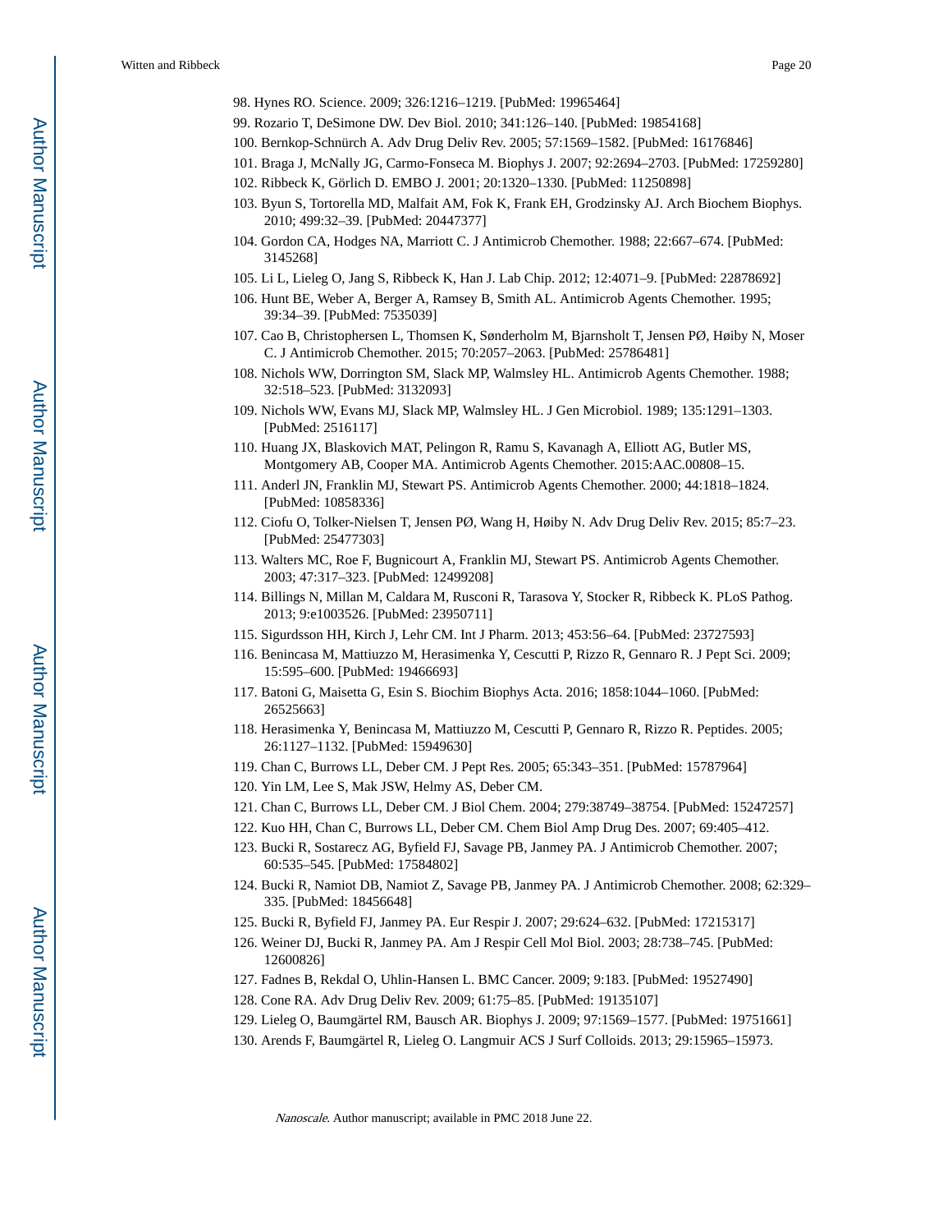98. Hynes RO. Science. 2009; 326:1216–1219. [PubMed: 19965464]
99. Rozario T, DeSimone DW. Dev Biol. 2010; 341:126–140. [PubMed: 19854168]
100. Bernkop-Schnürch A. Adv Drug Deliv Rev. 2005; 57:1569–1582. [PubMed: 16176846]
101. Braga J, McNally JG, Carmo-Fonseca M. Biophys J. 2007; 92:2694–2703. [PubMed: 17259280]
102. Ribbeck K, Görlich D. EMBO J. 2001; 20:1320–1330. [PubMed: 11250898]
103. Byun S, Tortorella MD, Malfait AM, Fok K, Frank EH, Grodzinsky AJ. Arch Biochem Biophys. 2010; 499:32–39. [PubMed: 20447377]
104. Gordon CA, Hodges NA, Marriott C. J Antimicrob Chemother. 1988; 22:667–674. [PubMed: 3145268]
105. Li L, Lieleg O, Jang S, Ribbeck K, Han J. Lab Chip. 2012; 12:4071–9. [PubMed: 22878692]
106. Hunt BE, Weber A, Berger A, Ramsey B, Smith AL. Antimicrob Agents Chemother. 1995; 39:34–39. [PubMed: 7535039]
107. Cao B, Christophersen L, Thomsen K, Sønderholm M, Bjarnsholt T, Jensen PØ, Høiby N, Moser C. J Antimicrob Chemother. 2015; 70:2057–2063. [PubMed: 25786481]
108. Nichols WW, Dorrington SM, Slack MP, Walmsley HL. Antimicrob Agents Chemother. 1988; 32:518–523. [PubMed: 3132093]
109. Nichols WW, Evans MJ, Slack MP, Walmsley HL. J Gen Microbiol. 1989; 135:1291–1303. [PubMed: 2516117]
110. Huang JX, Blaskovich MAT, Pelingon R, Ramu S, Kavanagh A, Elliott AG, Butler MS, Montgomery AB, Cooper MA. Antimicrob Agents Chemother. 2015:AAC.00808–15.
111. Anderl JN, Franklin MJ, Stewart PS. Antimicrob Agents Chemother. 2000; 44:1818–1824. [PubMed: 10858336]
112. Ciofu O, Tolker-Nielsen T, Jensen PØ, Wang H, Høiby N. Adv Drug Deliv Rev. 2015; 85:7–23. [PubMed: 25477303]
113. Walters MC, Roe F, Bugnicourt A, Franklin MJ, Stewart PS. Antimicrob Agents Chemother. 2003; 47:317–323. [PubMed: 12499208]
114. Billings N, Millan M, Caldara M, Rusconi R, Tarasova Y, Stocker R, Ribbeck K. PLoS Pathog. 2013; 9:e1003526. [PubMed: 23950711]
115. Sigurdsson HH, Kirch J, Lehr CM. Int J Pharm. 2013; 453:56–64. [PubMed: 23727593]
116. Benincasa M, Mattiuzzo M, Herasimenka Y, Cescutti P, Rizzo R, Gennaro R. J Pept Sci. 2009; 15:595–600. [PubMed: 19466693]
117. Batoni G, Maisetta G, Esin S. Biochim Biophys Acta. 2016; 1858:1044–1060. [PubMed: 26525663]
118. Herasimenka Y, Benincasa M, Mattiuzzo M, Cescutti P, Gennaro R, Rizzo R. Peptides. 2005; 26:1127–1132. [PubMed: 15949630]
119. Chan C, Burrows LL, Deber CM. J Pept Res. 2005; 65:343–351. [PubMed: 15787964]
120. Yin LM, Lee S, Mak JSW, Helmy AS, Deber CM.
121. Chan C, Burrows LL, Deber CM. J Biol Chem. 2004; 279:38749–38754. [PubMed: 15247257]
122. Kuo HH, Chan C, Burrows LL, Deber CM. Chem Biol Amp Drug Des. 2007; 69:405–412.
123. Bucki R, Sostarecz AG, Byfield FJ, Savage PB, Janmey PA. J Antimicrob Chemother. 2007; 60:535–545. [PubMed: 17584802]
124. Bucki R, Namiot DB, Namiot Z, Savage PB, Janmey PA. J Antimicrob Chemother. 2008; 62:329–335. [PubMed: 18456648]
125. Bucki R, Byfield FJ, Janmey PA. Eur Respir J. 2007; 29:624–632. [PubMed: 17215317]
126. Weiner DJ, Bucki R, Janmey PA. Am J Respir Cell Mol Biol. 2003; 28:738–745. [PubMed: 12600826]
127. Fadnes B, Rekdal O, Uhlin-Hansen L. BMC Cancer. 2009; 9:183. [PubMed: 19527490]
128. Cone RA. Adv Drug Deliv Rev. 2009; 61:75–85. [PubMed: 19135107]
129. Lieleg O, Baumgärtel RM, Bausch AR. Biophys J. 2009; 97:1569–1577. [PubMed: 19751661]
130. Arends F, Baumgärtel R, Lieleg O. Langmuir ACS J Surf Colloids. 2013; 29:15965–15973.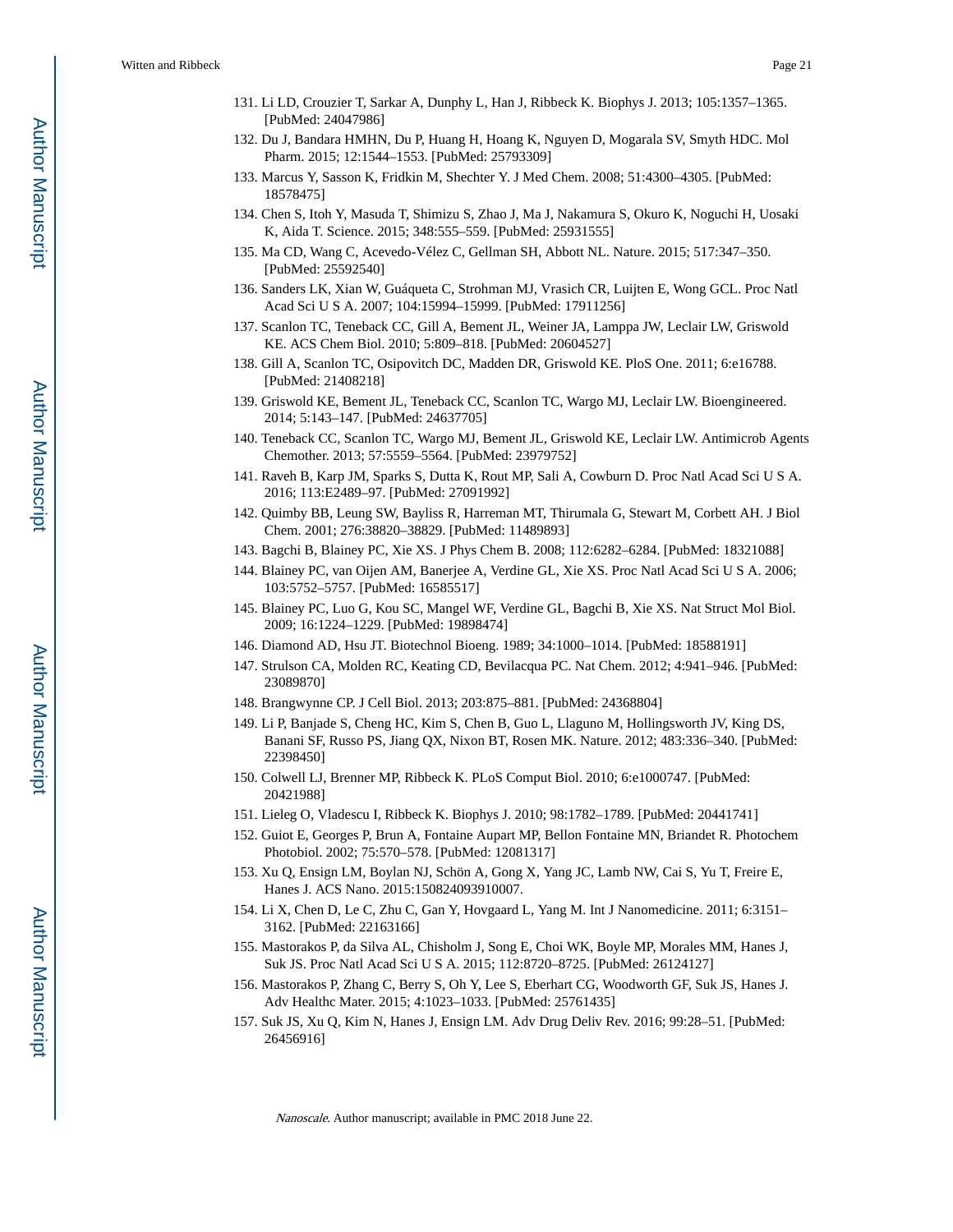131. Li LD, Crouzier T, Sarkar A, Dunphy L, Han J, Ribbeck K. Biophys J. 2013; 105:1357–1365. [PubMed: 24047986]
132. Du J, Bandara HMHN, Du P, Huang H, Hoang K, Nguyen D, Mogarala SV, Smyth HDC. Mol Pharm. 2015; 12:1544–1553. [PubMed: 25793309]
133. Marcus Y, Sasson K, Fridkin M, Shechter Y. J Med Chem. 2008; 51:4300–4305. [PubMed: 18578475]
134. Chen S, Itoh Y, Masuda T, Shimizu S, Zhao J, Ma J, Nakamura S, Okuro K, Noguchi H, Uosaki K, Aida T. Science. 2015; 348:555–559. [PubMed: 25931555]
135. Ma CD, Wang C, Acevedo-Vélez C, Gellman SH, Abbott NL. Nature. 2015; 517:347–350. [PubMed: 25592540]
136. Sanders LK, Xian W, Guáqueta C, Strohman MJ, Vrasich CR, Luijten E, Wong GCL. Proc Natl Acad Sci U S A. 2007; 104:15994–15999. [PubMed: 17911256]
137. Scanlon TC, Teneback CC, Gill A, Bement JL, Weiner JA, Lamppa JW, Leclair LW, Griswold KE. ACS Chem Biol. 2010; 5:809–818. [PubMed: 20604527]
138. Gill A, Scanlon TC, Osipovitch DC, Madden DR, Griswold KE. PloS One. 2011; 6:e16788. [PubMed: 21408218]
139. Griswold KE, Bement JL, Teneback CC, Scanlon TC, Wargo MJ, Leclair LW. Bioengineered. 2014; 5:143–147. [PubMed: 24637705]
140. Teneback CC, Scanlon TC, Wargo MJ, Bement JL, Griswold KE, Leclair LW. Antimicrob Agents Chemother. 2013; 57:5559–5564. [PubMed: 23979752]
141. Raveh B, Karp JM, Sparks S, Dutta K, Rout MP, Sali A, Cowburn D. Proc Natl Acad Sci U S A. 2016; 113:E2489–97. [PubMed: 27091992]
142. Quimby BB, Leung SW, Bayliss R, Harreman MT, Thirumala G, Stewart M, Corbett AH. J Biol Chem. 2001; 276:38820–38829. [PubMed: 11489893]
143. Bagchi B, Blainey PC, Xie XS. J Phys Chem B. 2008; 112:6282–6284. [PubMed: 18321088]
144. Blainey PC, van Oijen AM, Banerjee A, Verdine GL, Xie XS. Proc Natl Acad Sci U S A. 2006; 103:5752–5757. [PubMed: 16585517]
145. Blainey PC, Luo G, Kou SC, Mangel WF, Verdine GL, Bagchi B, Xie XS. Nat Struct Mol Biol. 2009; 16:1224–1229. [PubMed: 19898474]
146. Diamond AD, Hsu JT. Biotechnol Bioeng. 1989; 34:1000–1014. [PubMed: 18588191]
147. Strulson CA, Molden RC, Keating CD, Bevilacqua PC. Nat Chem. 2012; 4:941–946. [PubMed: 23089870]
148. Brangwynne CP. J Cell Biol. 2013; 203:875–881. [PubMed: 24368804]
149. Li P, Banjade S, Cheng HC, Kim S, Chen B, Guo L, Llaguno M, Hollingsworth JV, King DS, Banani SF, Russo PS, Jiang QX, Nixon BT, Rosen MK. Nature. 2012; 483:336–340. [PubMed: 22398450]
150. Colwell LJ, Brenner MP, Ribbeck K. PLoS Comput Biol. 2010; 6:e1000747. [PubMed: 20421988]
151. Lieleg O, Vladescu I, Ribbeck K. Biophys J. 2010; 98:1782–1789. [PubMed: 20441741]
152. Guiot E, Georges P, Brun A, Fontaine Aupart MP, Bellon Fontaine MN, Briandet R. Photochem Photobiol. 2002; 75:570–578. [PubMed: 12081317]
153. Xu Q, Ensign LM, Boylan NJ, Schön A, Gong X, Yang JC, Lamb NW, Cai S, Yu T, Freire E, Hanes J. ACS Nano. 2015:150824093910007.
154. Li X, Chen D, Le C, Zhu C, Gan Y, Hovgaard L, Yang M. Int J Nanomedicine. 2011; 6:3151–3162. [PubMed: 22163166]
155. Mastorakos P, da Silva AL, Chisholm J, Song E, Choi WK, Boyle MP, Morales MM, Hanes J, Suk JS. Proc Natl Acad Sci U S A. 2015; 112:8720–8725. [PubMed: 26124127]
156. Mastorakos P, Zhang C, Berry S, Oh Y, Lee S, Eberhart CG, Woodworth GF, Suk JS, Hanes J. Adv Healthc Mater. 2015; 4:1023–1033. [PubMed: 25761435]
157. Suk JS, Xu Q, Kim N, Hanes J, Ensign LM. Adv Drug Deliv Rev. 2016; 99:28–51. [PubMed: 26456916]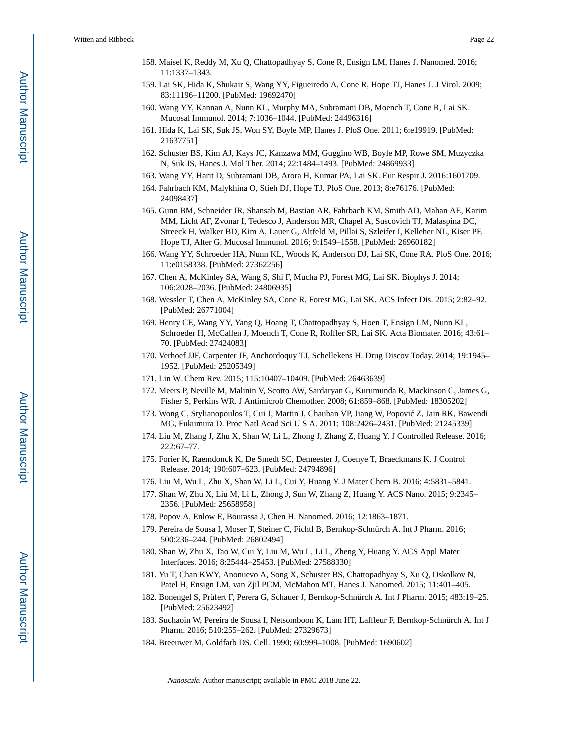158. Maisel K, Reddy M, Xu Q, Chattopadhyay S, Cone R, Ensign LM, Hanes J. Nanomed. 2016; 11:1337–1343.
159. Lai SK, Hida K, Shukair S, Wang YY, Figueiredo A, Cone R, Hope TJ, Hanes J. J Virol. 2009; 83:11196–11200. [PubMed: 19692470]
160. Wang YY, Kannan A, Nunn KL, Murphy MA, Subramani DB, Moench T, Cone R, Lai SK. Mucosal Immunol. 2014; 7:1036–1044. [PubMed: 24496316]
161. Hida K, Lai SK, Suk JS, Won SY, Boyle MP, Hanes J. PloS One. 2011; 6:e19919. [PubMed: 21637751]
162. Schuster BS, Kim AJ, Kays JC, Kanzawa MM, Guggino WB, Boyle MP, Rowe SM, Muzyczka N, Suk JS, Hanes J. Mol Ther. 2014; 22:1484–1493. [PubMed: 24869933]
163. Wang YY, Harit D, Subramani DB, Arora H, Kumar PA, Lai SK. Eur Respir J. 2016:1601709.
164. Fahrbach KM, Malykhina O, Stieh DJ, Hope TJ. PloS One. 2013; 8:e76176. [PubMed: 24098437]
165. Gunn BM, Schneider JR, Shansab M, Bastian AR, Fahrbach KM, Smith AD, Mahan AE, Karim MM, Licht AF, Zvonar I, Tedesco J, Anderson MR, Chapel A, Suscovich TJ, Malaspina DC, Streeck H, Walker BD, Kim A, Lauer G, Altfeld M, Pillai S, Szleifer I, Kelleher NL, Kiser PF, Hope TJ, Alter G. Mucosal Immunol. 2016; 9:1549–1558. [PubMed: 26960182]
166. Wang YY, Schroeder HA, Nunn KL, Woods K, Anderson DJ, Lai SK, Cone RA. PloS One. 2016; 11:e0158338. [PubMed: 27362256]
167. Chen A, McKinley SA, Wang S, Shi F, Mucha PJ, Forest MG, Lai SK. Biophys J. 2014; 106:2028–2036. [PubMed: 24806935]
168. Wessler T, Chen A, McKinley SA, Cone R, Forest MG, Lai SK. ACS Infect Dis. 2015; 2:82–92. [PubMed: 26771004]
169. Henry CE, Wang YY, Yang Q, Hoang T, Chattopadhyay S, Hoen T, Ensign LM, Nunn KL, Schroeder H, McCallen J, Moench T, Cone R, Roffler SR, Lai SK. Acta Biomater. 2016; 43:61–70. [PubMed: 27424083]
170. Verhoef JJF, Carpenter JF, Anchordoquy TJ, Schellekens H. Drug Discov Today. 2014; 19:1945–1952. [PubMed: 25205349]
171. Lin W. Chem Rev. 2015; 115:10407–10409. [PubMed: 26463639]
172. Meers P, Neville M, Malinin V, Scotto AW, Sardaryan G, Kurumunda R, Mackinson C, James G, Fisher S, Perkins WR. J Antimicrob Chemother. 2008; 61:859–868. [PubMed: 18305202]
173. Wong C, Stylianopoulos T, Cui J, Martin J, Chauhan VP, Jiang W, Popović Z, Jain RK, Bawendi MG, Fukumura D. Proc Natl Acad Sci U S A. 2011; 108:2426–2431. [PubMed: 21245339]
174. Liu M, Zhang J, Zhu X, Shan W, Li L, Zhong J, Zhang Z, Huang Y. J Controlled Release. 2016; 222:67–77.
175. Forier K, Raemdonck K, De Smedt SC, Demeester J, Coenye T, Braeckmans K. J Control Release. 2014; 190:607–623. [PubMed: 24794896]
176. Liu M, Wu L, Zhu X, Shan W, Li L, Cui Y, Huang Y. J Mater Chem B. 2016; 4:5831–5841.
177. Shan W, Zhu X, Liu M, Li L, Zhong J, Sun W, Zhang Z, Huang Y. ACS Nano. 2015; 9:2345–2356. [PubMed: 25658958]
178. Popov A, Enlow E, Bourassa J, Chen H. Nanomed. 2016; 12:1863–1871.
179. Pereira de Sousa I, Moser T, Steiner C, Fichtl B, Bernkop-Schnürch A. Int J Pharm. 2016; 500:236–244. [PubMed: 26802494]
180. Shan W, Zhu X, Tao W, Cui Y, Liu M, Wu L, Li L, Zheng Y, Huang Y. ACS Appl Mater Interfaces. 2016; 8:25444–25453. [PubMed: 27588330]
181. Yu T, Chan KWY, Anonuevo A, Song X, Schuster BS, Chattopadhyay S, Xu Q, Oskolkov N, Patel H, Ensign LM, van Zjil PCM, McMahon MT, Hanes J. Nanomed. 2015; 11:401–405.
182. Bonengel S, Prüfert F, Perera G, Schauer J, Bernkop-Schnürch A. Int J Pharm. 2015; 483:19–25. [PubMed: 25623492]
183. Suchaoin W, Pereira de Sousa I, Netsomboon K, Lam HT, Laffleur F, Bernkop-Schnürch A. Int J Pharm. 2016; 510:255–262. [PubMed: 27329673]
184. Breeuwer M, Goldfarb DS. Cell. 1990; 60:999–1008. [PubMed: 1690602]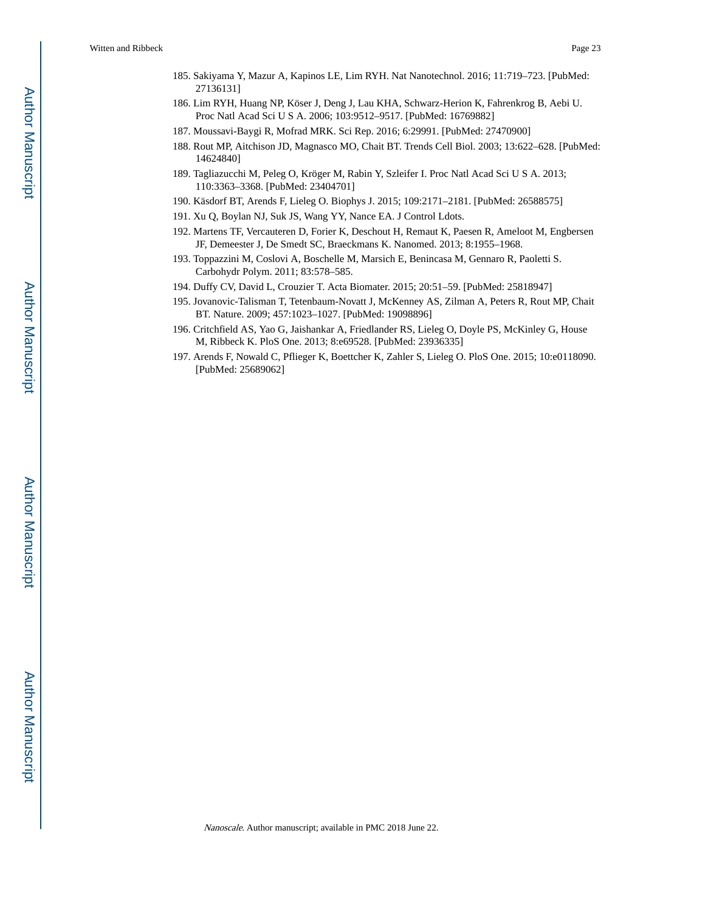185. Sakiyama Y, Mazur A, Kapinos LE, Lim RYH. Nat Nanotechnol. 2016; 11:719–723. [PubMed: 27136131]
186. Lim RYH, Huang NP, Köser J, Deng J, Lau KHA, Schwarz-Herion K, Fahrenkrog B, Aebi U. Proc Natl Acad Sci U S A. 2006; 103:9512–9517. [PubMed: 16769882]
187. Moussavi-Baygi R, Mofrad MRK. Sci Rep. 2016; 6:29991. [PubMed: 27470900]
188. Rout MP, Aitchison JD, Magnasco MO, Chait BT. Trends Cell Biol. 2003; 13:622–628. [PubMed: 14624840]
189. Tagliazucchi M, Peleg O, Kröger M, Rabin Y, Szleifer I. Proc Natl Acad Sci U S A. 2013; 110:3363–3368. [PubMed: 23404701]
190. Käsdorf BT, Arends F, Lieleg O. Biophys J. 2015; 109:2171–2181. [PubMed: 26588575]
191. Xu Q, Boylan NJ, Suk JS, Wang YY, Nance EA. J Control Ldots.
192. Martens TF, Vercauteren D, Forier K, Deschout H, Remaut K, Paesen R, Ameloot M, Engbersen JF, Demeester J, De Smedt SC, Braeckmans K. Nanomed. 2013; 8:1955–1968.
193. Toppazzini M, Coslovi A, Boschelle M, Marsich E, Benincasa M, Gennaro R, Paoletti S. Carbohydr Polym. 2011; 83:578–585.
194. Duffy CV, David L, Crouzier T. Acta Biomater. 2015; 20:51–59. [PubMed: 25818947]
195. Jovanovic-Talisman T, Tetenbaum-Novatt J, McKenney AS, Zilman A, Peters R, Rout MP, Chait BT. Nature. 2009; 457:1023–1027. [PubMed: 19098896]
196. Critchfield AS, Yao G, Jaishankar A, Friedlander RS, Lieleg O, Doyle PS, McKinley G, House M, Ribbeck K. PloS One. 2013; 8:e69528. [PubMed: 23936335]
197. Arends F, Nowald C, Pflieger K, Boettcher K, Zahler S, Lieleg O. PloS One. 2015; 10:e0118090. [PubMed: 25689062]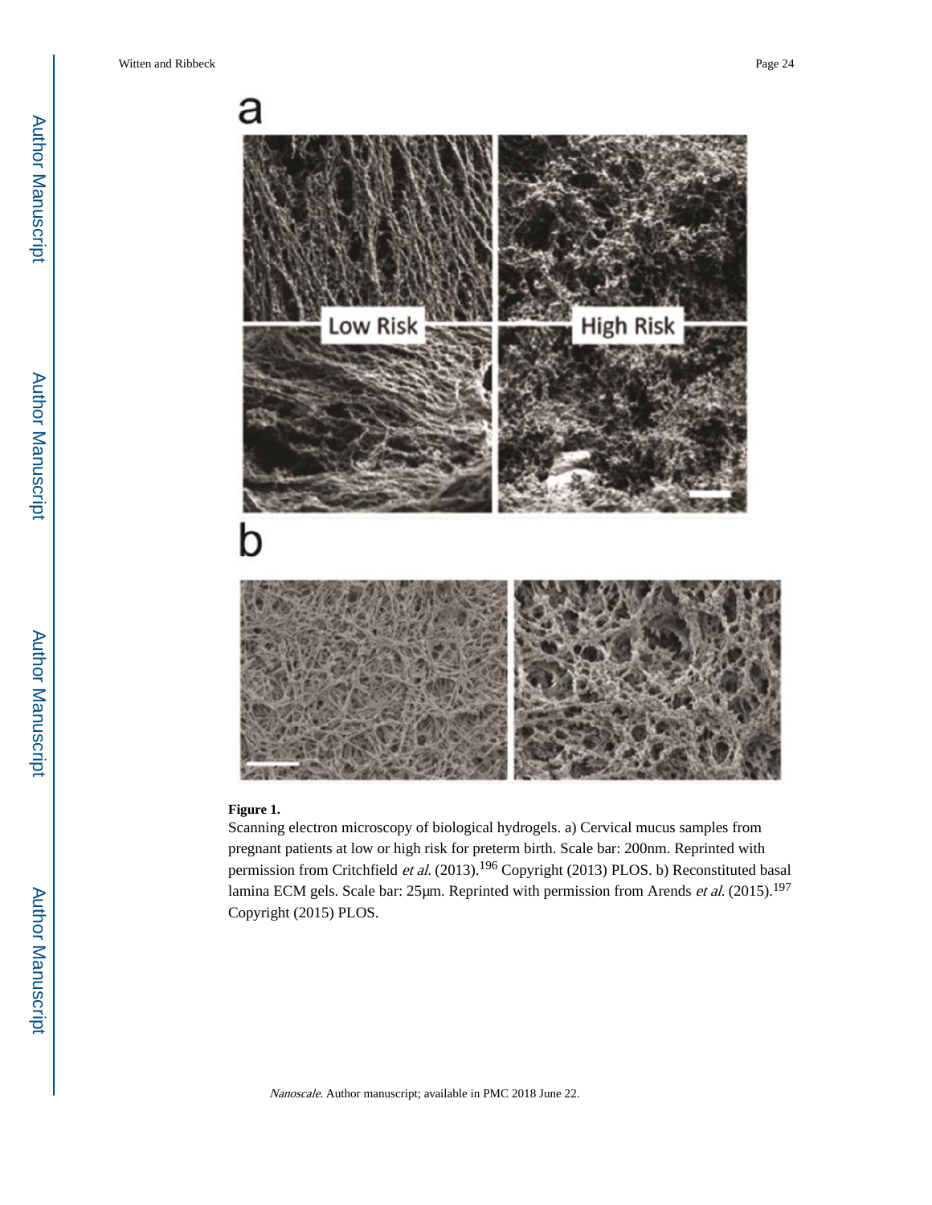**Figure 1.**

Scanning electron microscopy of biological hydrogels. a) Cervical mucus samples from pregnant patients at low or high risk for preterm birth. Scale bar: 200nm. Reprinted with permission from Critchfield *et al.* (2013).[196] Copyright (2013) PLOS. b) Reconstituted basal lamina ECM gels. Scale bar: 25μm. Reprinted with permission from Arends *et al.* (2015).[197] Copyright (2015) PLOS.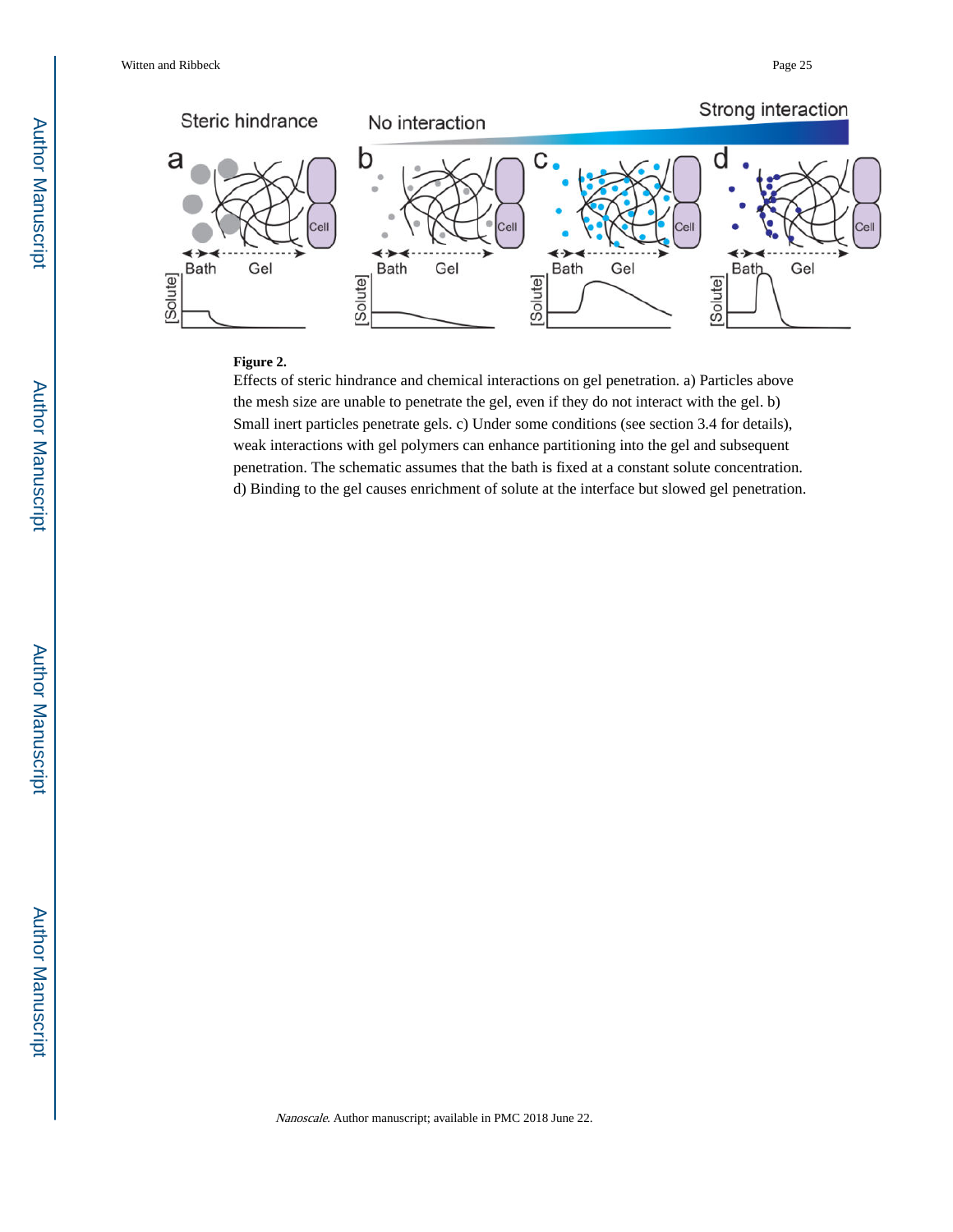**Figure 2.**

Effects of steric hindrance and chemical interactions on gel penetration. a) Particles above the mesh size are unable to penetrate the gel, even if they do not interact with the gel. b) Small inert particles penetrate gels. c) Under some conditions (see section 3.4 for details), weak interactions with gel polymers can enhance partitioning into the gel and subsequent penetration. The schematic assumes that the bath is fixed at a constant solute concentration. d) Binding to the gel causes enrichment of solute at the interface but slowed gel penetration.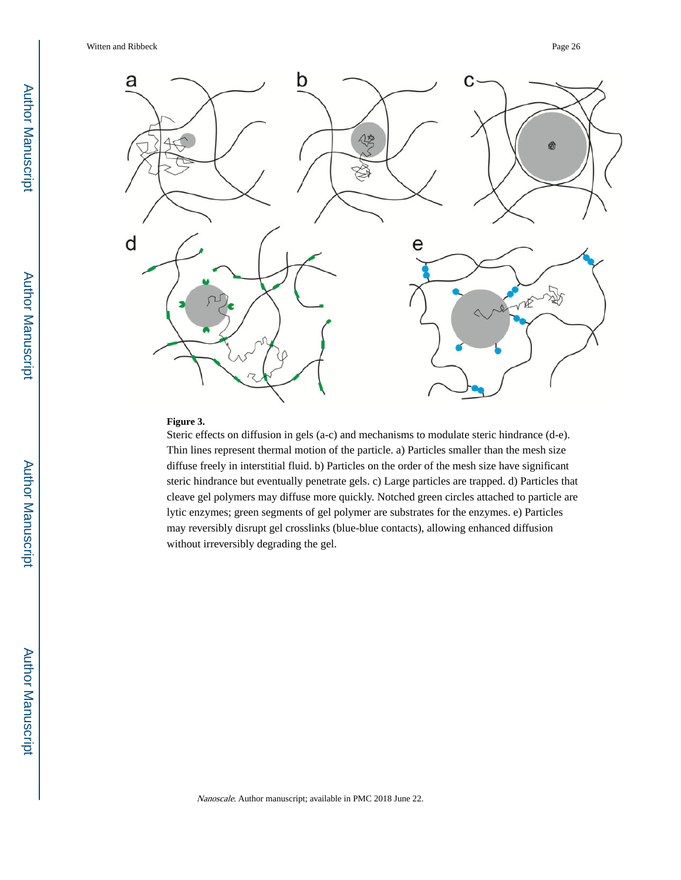**Figure 3.**

Steric effects on diffusion in gels (a-c) and mechanisms to modulate steric hindrance (d-e). Thin lines represent thermal motion of the particle. a) Particles smaller than the mesh size diffuse freely in interstitial fluid. b) Particles on the order of the mesh size have significant steric hindrance but eventually penetrate gels. c) Large particles are trapped. d) Particles that cleave gel polymers may diffuse more quickly. Notched green circles attached to particle are lytic enzymes; green segments of gel polymer are substrates for the enzymes. e) Particles may reversibly disrupt gel crosslinks (blue-blue contacts), allowing enhanced diffusion without irreversibly degrading the gel.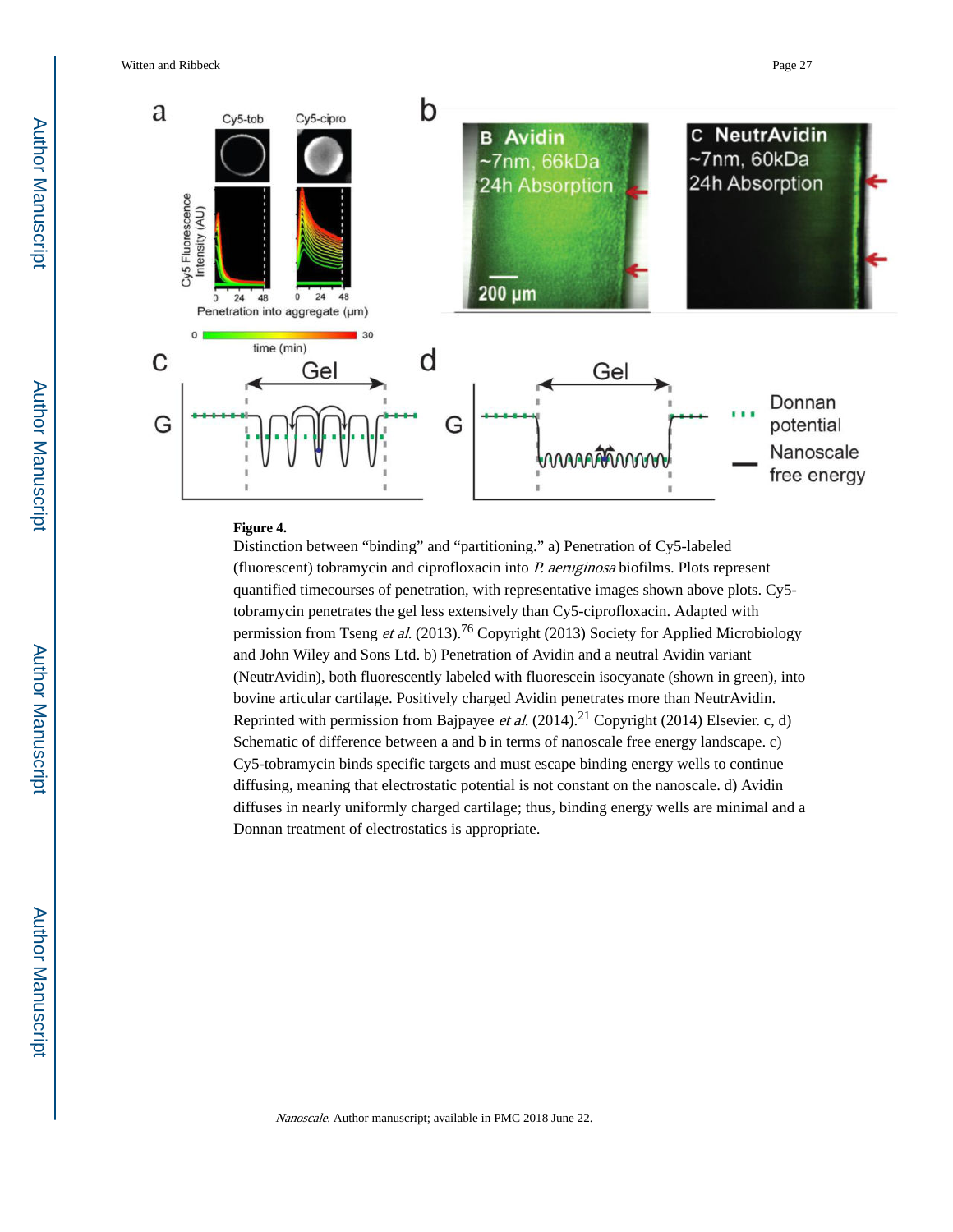**Figure 4.**

Distinction between “binding” and “partitioning.” a) Penetration of Cy5-labeled (fluorescent) tobramycin and ciprofloxacin into *P. aeruginosa* biofilms. Plots represent quantified timecourses of penetration, with representative images shown above plots. Cy5-tobramycin penetrates the gel less extensively than Cy5-ciprofloxacin. Adapted with permission from Tseng *et al.* (2013).[76] Copyright (2013) Society for Applied Microbiology and John Wiley and Sons Ltd. b) Penetration of Avidin and a neutral Avidin variant (NeutrAvidin), both fluorescently labeled with fluorescein isocyanate (shown in green), into bovine articular cartilage. Positively charged Avidin penetrates more than NeutrAvidin. Reprinted with permission from Bajpayee *et al.* (2014).[21] Copyright (2014) Elsevier. c, d) Schematic of difference between a and b in terms of nanoscale free energy landscape. c) Cy5-tobramycin binds specific targets and must escape binding energy wells to continue diffusing, meaning that electrostatic potential is not constant on the nanoscale. d) Avidin diffuses in nearly uniformly charged cartilage; thus, binding energy wells are minimal and a Donnan treatment of electrostatics is appropriate.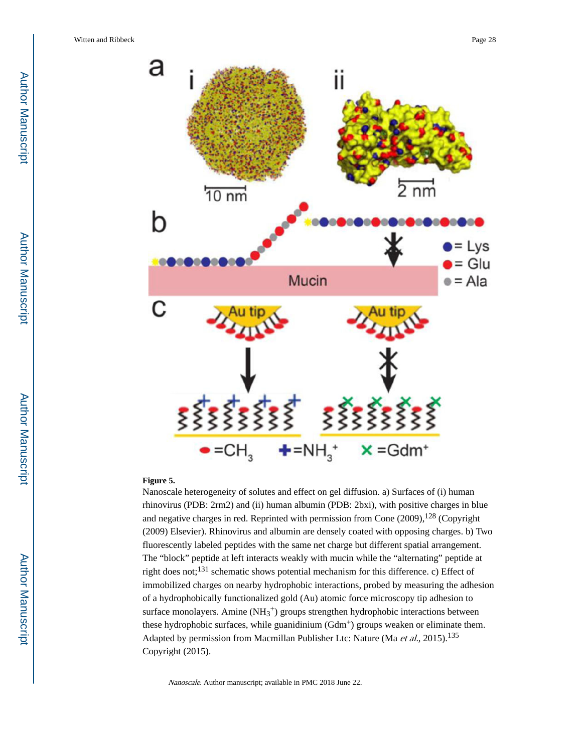**Figure 5.**

Nanoscale heterogeneity of solutes and effect on gel diffusion. a) Surfaces of (i) human rhinovirus (PDB: 2rm2) and (ii) human albumin (PDB: 2bxi), with positive charges in blue and negative charges in red. Reprinted with permission from Cone (2009),[128] (Copyright (2009) Elsevier). Rhinovirus and albumin are densely coated with opposing charges. b) Two fluorescently labeled peptides with the same net charge but different spatial arrangement. The "block" peptide at left interacts weakly with mucin while the "alternating" peptide at right does not;[131] schematic shows potential mechanism for this difference. c) Effect of immobilized charges on nearby hydrophobic interactions, probed by measuring the adhesion of a hydrophobically functionalized gold (Au) atomic force microscopy tip adhesion to surface monolayers. Amine ($NH_3^+$) groups strengthen hydrophobic interactions between these hydrophobic surfaces, while guanidinium ($Gdm^+$) groups weaken or eliminate them. Adapted by permission from Macmillan Publisher Ltc: Nature (Ma *et al.*, 2015).[135] Copyright (2015).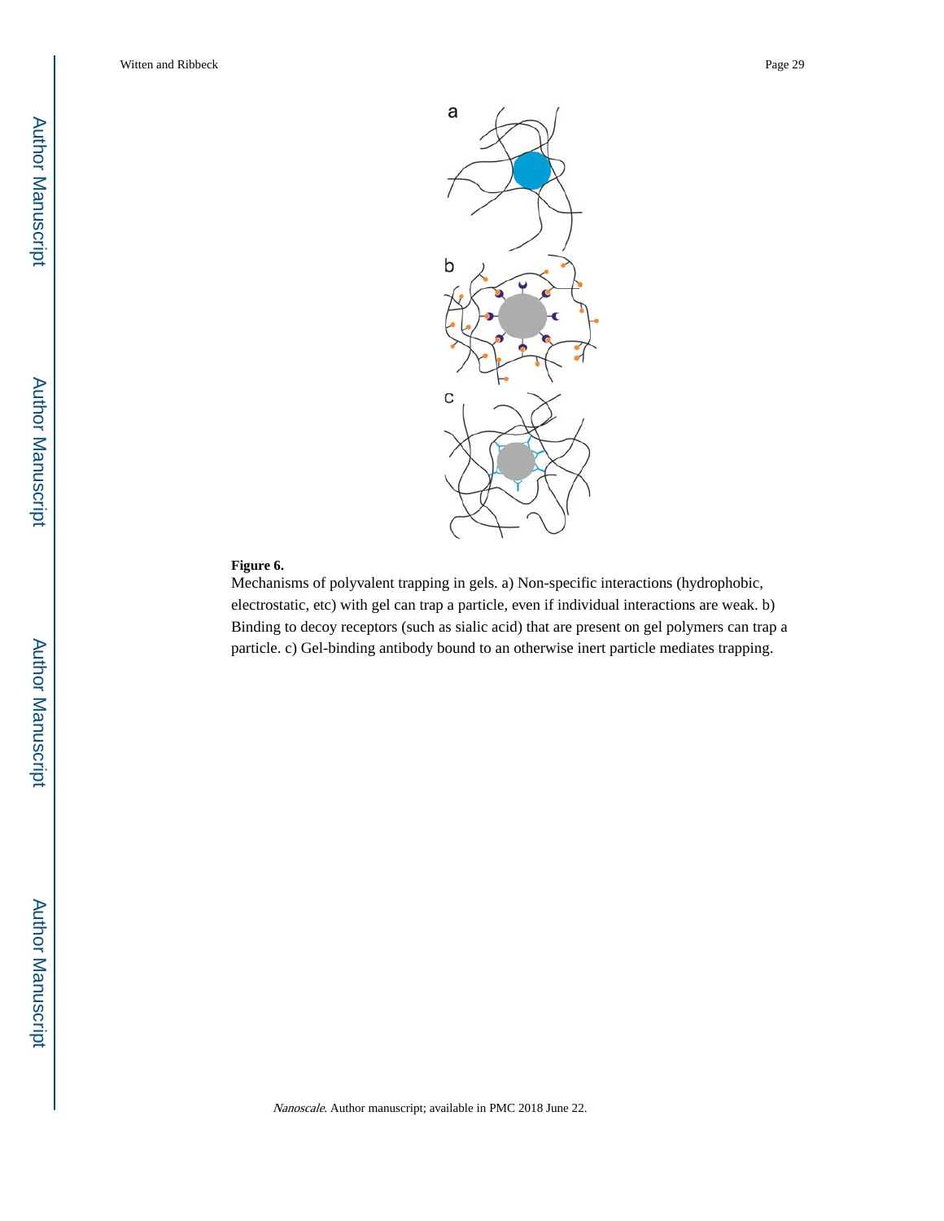a

b

c

**Figure 6.**

Mechanisms of polyvalent trapping in gels. a) Non-specific interactions (hydrophobic, electrostatic, etc) with gel can trap a particle, even if individual interactions are weak. b) Binding to decoy receptors (such as sialic acid) that are present on gel polymers can trap a particle. c) Gel-binding antibody bound to an otherwise inert particle mediates trapping.